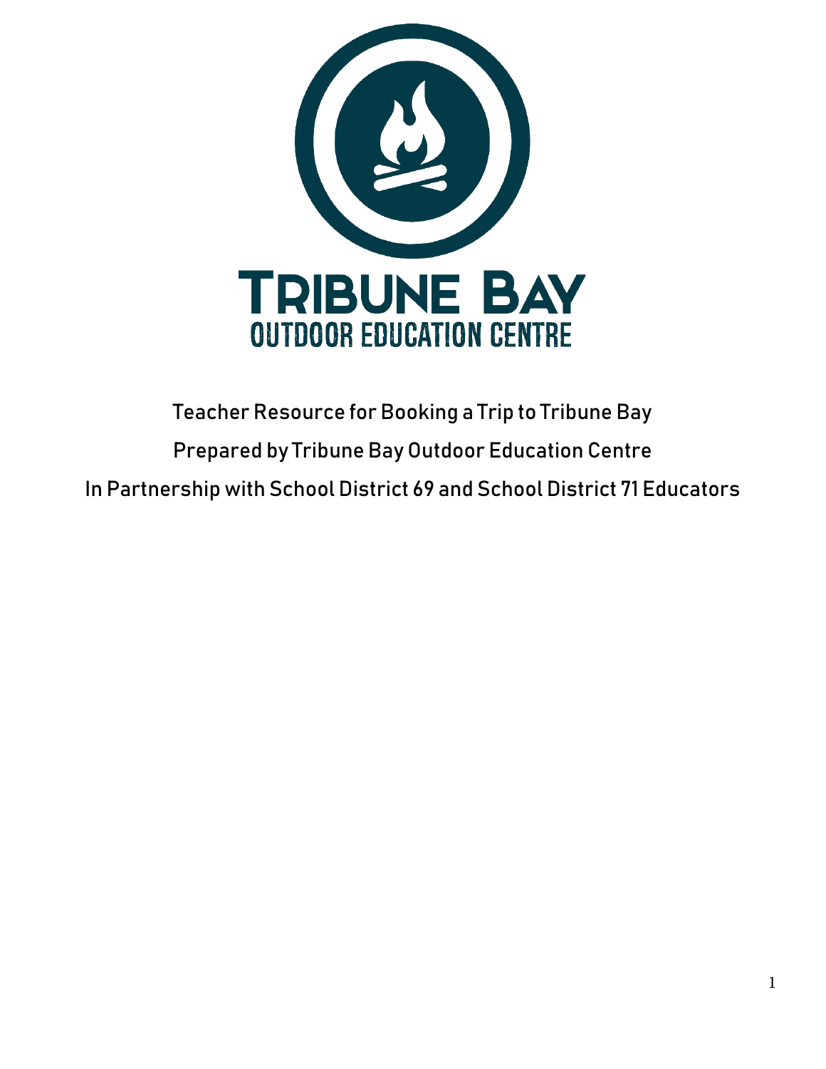# TRIBUNE BAY

## OUTDOOR EDUCATION CENTRE

Teacher Resource for Booking a Trip to Tribune Bay

Prepared by Tribune Bay Outdoor Education Centre

In Partnership with School District 69 and School District 71 Educators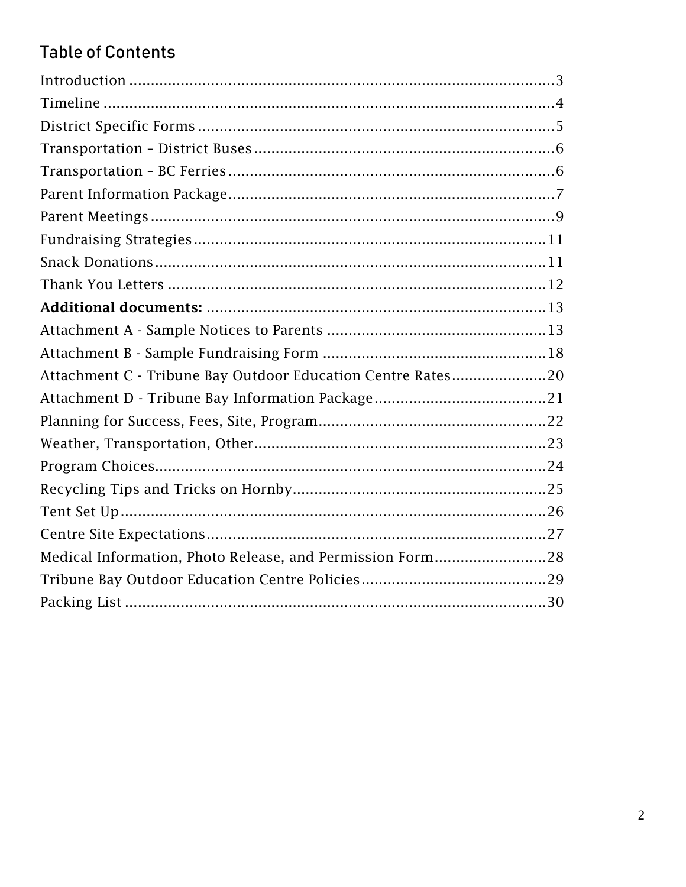## Table of Contents

Introduction ....................................................................................................3
Timeline ............................................................................................................4
District Specific Forms .....................................................................................5
Transportation – District Buses .......................................................................6
Transportation – BC Ferries .............................................................................6
Parent Information Package.............................................................................7
Parent Meetings ...............................................................................................9
Fundraising Strategies ....................................................................................11
Snack Donations .............................................................................................11
Thank You Letters ..........................................................................................12
**Additional documents:** ................................................................................13
Attachment A - Sample Notices to Parents ....................................................13
Attachment B - Sample Fundraising Form .....................................................18
Attachment C - Tribune Bay Outdoor Education Centre Rates......................20
Attachment D - Tribune Bay Information Package........................................21
Planning for Success, Fees, Site, Program.....................................................22
Weather, Transportation, Other.....................................................................23
Program Choices.............................................................................................24
Recycling Tips and Tricks on Hornby.............................................................25
Tent Set Up......................................................................................................26
Centre Site Expectations.................................................................................27
Medical Information, Photo Release, and Permission Form..........................28
Tribune Bay Outdoor Education Centre Policies............................................29
Packing List ....................................................................................................30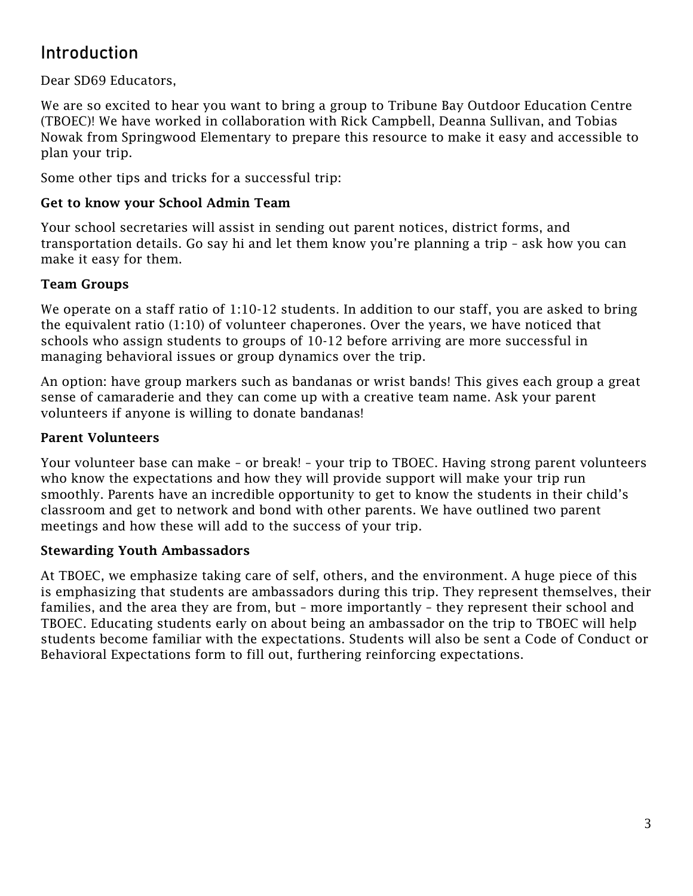## Introduction

Dear SD69 Educators,

We are so excited to hear you want to bring a group to Tribune Bay Outdoor Education Centre (TBOEC)! We have worked in collaboration with Rick Campbell, Deanna Sullivan, and Tobias Nowak from Springwood Elementary to prepare this resource to make it easy and accessible to plan your trip.

Some other tips and tricks for a successful trip:

**Get to know your School Admin Team**

Your school secretaries will assist in sending out parent notices, district forms, and transportation details. Go say hi and let them know you're planning a trip – ask how you can make it easy for them.

**Team Groups**

We operate on a staff ratio of 1:10-12 students. In addition to our staff, you are asked to bring the equivalent ratio (1:10) of volunteer chaperones. Over the years, we have noticed that schools who assign students to groups of 10-12 before arriving are more successful in managing behavioral issues or group dynamics over the trip.

An option: have group markers such as bandanas or wrist bands! This gives each group a great sense of camaraderie and they can come up with a creative team name. Ask your parent volunteers if anyone is willing to donate bandanas!

**Parent Volunteers**

Your volunteer base can make – or break! – your trip to TBOEC. Having strong parent volunteers who know the expectations and how they will provide support will make your trip run smoothly. Parents have an incredible opportunity to get to know the students in their child's classroom and get to network and bond with other parents. We have outlined two parent meetings and how these will add to the success of your trip.

**Stewarding Youth Ambassadors**

At TBOEC, we emphasize taking care of self, others, and the environment. A huge piece of this is emphasizing that students are ambassadors during this trip. They represent themselves, their families, and the area they are from, but – more importantly – they represent their school and TBOEC. Educating students early on about being an ambassador on the trip to TBOEC will help students become familiar with the expectations. Students will also be sent a Code of Conduct or Behavioral Expectations form to fill out, furthering reinforcing expectations.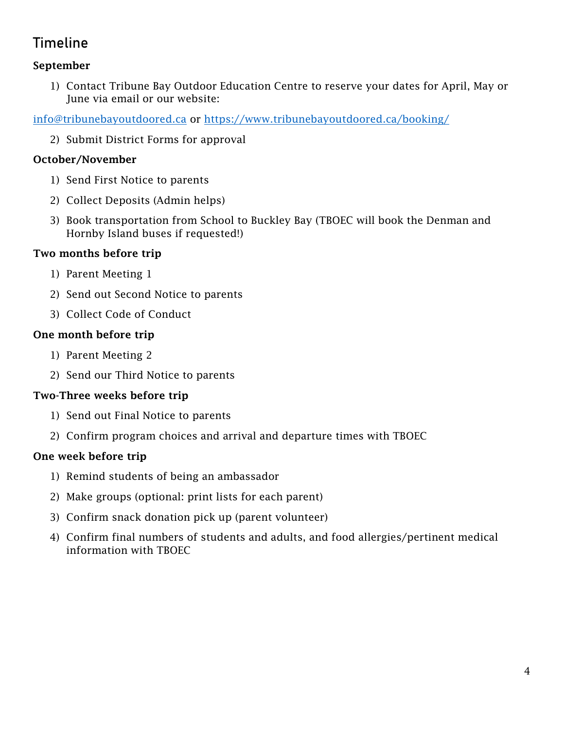## Timeline

**September**

1) Contact Tribune Bay Outdoor Education Centre to reserve your dates for April, May or June via email or our website:

info@tribunebayoutdoored.ca or https://www.tribunebayoutdoored.ca/booking/

2) Submit District Forms for approval

**October/November**

1) Send First Notice to parents
2) Collect Deposits (Admin helps)
3) Book transportation from School to Buckley Bay (TBOEC will book the Denman and Hornby Island buses if requested!)

**Two months before trip**

1) Parent Meeting 1
2) Send out Second Notice to parents
3) Collect Code of Conduct

**One month before trip**

1) Parent Meeting 2
2) Send our Third Notice to parents

**Two-Three weeks before trip**

1) Send out Final Notice to parents
2) Confirm program choices and arrival and departure times with TBOEC

**One week before trip**

1) Remind students of being an ambassador
2) Make groups (optional: print lists for each parent)
3) Confirm snack donation pick up (parent volunteer)
4) Confirm final numbers of students and adults, and food allergies/pertinent medical information with TBOEC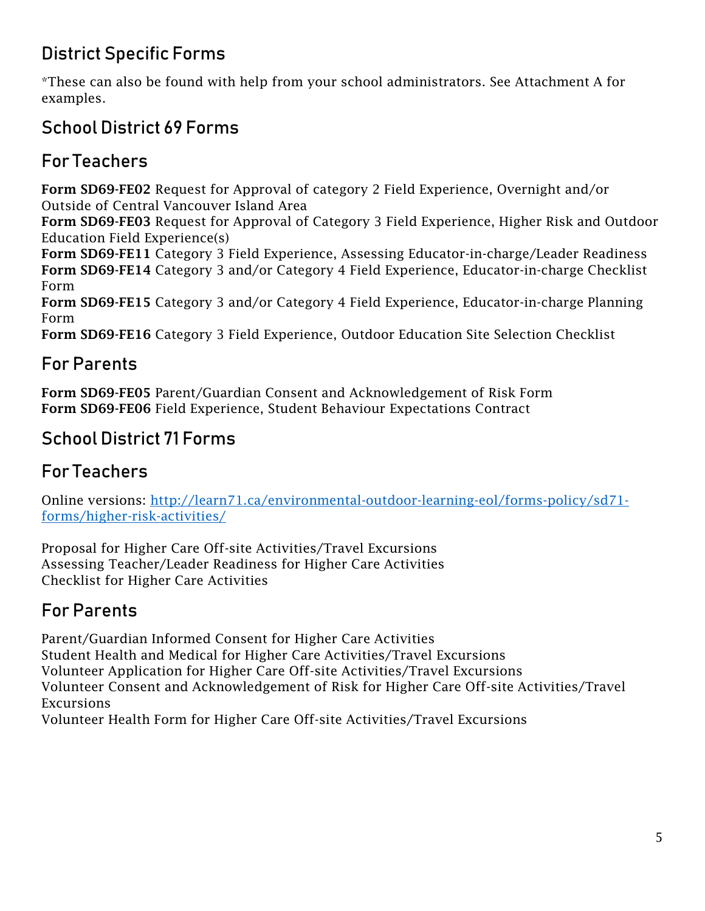## District Specific Forms

*These can also be found with help from your school administrators. See Attachment A for examples.

## School District 69 Forms

### For Teachers

**Form SD69-FE02** Request for Approval of category 2 Field Experience, Overnight and/or Outside of Central Vancouver Island Area
**Form SD69-FE03** Request for Approval of Category 3 Field Experience, Higher Risk and Outdoor Education Field Experience(s)
**Form SD69-FE11** Category 3 Field Experience, Assessing Educator-in-charge/Leader Readiness
**Form SD69-FE14** Category 3 and/or Category 4 Field Experience, Educator-in-charge Checklist Form
**Form SD69-FE15** Category 3 and/or Category 4 Field Experience, Educator-in-charge Planning Form
**Form SD69-FE16** Category 3 Field Experience, Outdoor Education Site Selection Checklist

### For Parents

**Form SD69-FE05** Parent/Guardian Consent and Acknowledgement of Risk Form
**Form SD69-FE06** Field Experience, Student Behaviour Expectations Contract

## School District 71 Forms

### For Teachers

Online versions: [http://learn71.ca/environmental-outdoor-learning-eol/forms-policy/sd71-forms/higher-risk-activities/](http://learn71.ca/environmental-outdoor-learning-eol/forms-policy/sd71-forms/higher-risk-activities/)

Proposal for Higher Care Off-site Activities/Travel Excursions
Assessing Teacher/Leader Readiness for Higher Care Activities
Checklist for Higher Care Activities

### For Parents

Parent/Guardian Informed Consent for Higher Care Activities
Student Health and Medical for Higher Care Activities/Travel Excursions
Volunteer Application for Higher Care Off-site Activities/Travel Excursions
Volunteer Consent and Acknowledgement of Risk for Higher Care Off-site Activities/Travel Excursions
Volunteer Health Form for Higher Care Off-site Activities/Travel Excursions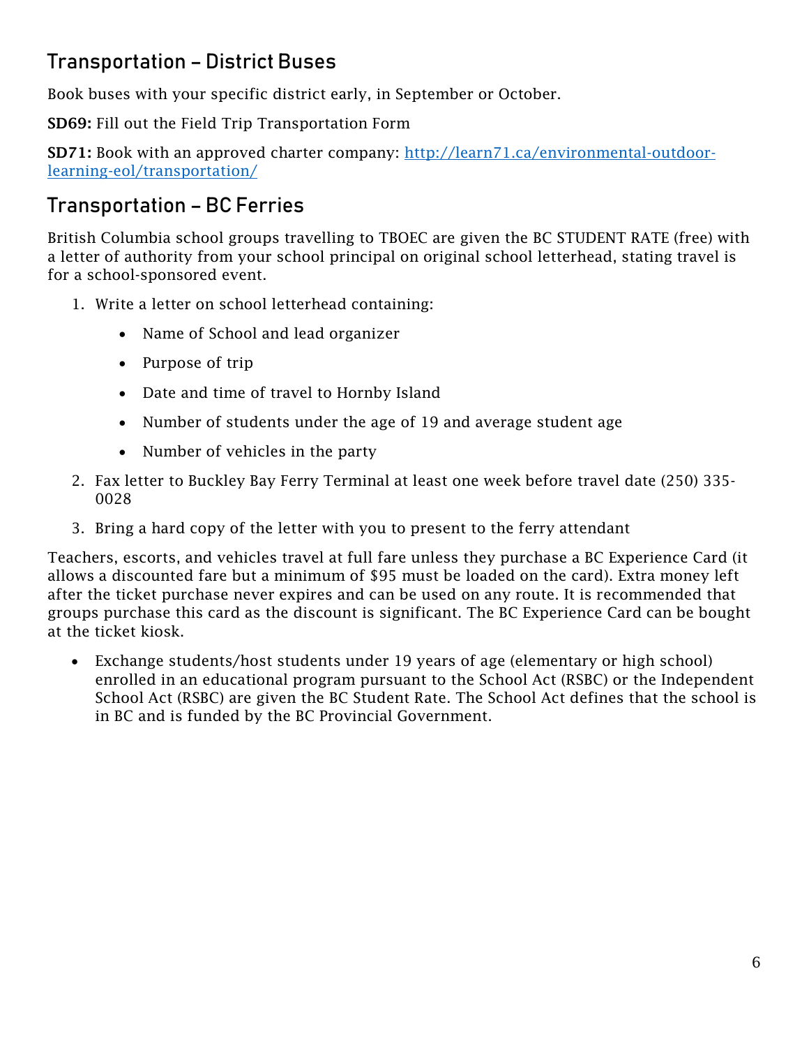## Transportation – District Buses

Book buses with your specific district early, in September or October.

**SD69:** Fill out the Field Trip Transportation Form

**SD71:** Book with an approved charter company: [http://learn71.ca/environmental-outdoor-learning-eol/transportation/](http://learn71.ca/environmental-outdoor-learning-eol/transportation/)

## Transportation – BC Ferries

British Columbia school groups travelling to TBOEC are given the BC STUDENT RATE (free) with a letter of authority from your school principal on original school letterhead, stating travel is for a school-sponsored event.

1. Write a letter on school letterhead containing:
    - Name of School and lead organizer
    - Purpose of trip
    - Date and time of travel to Hornby Island
    - Number of students under the age of 19 and average student age
    - Number of vehicles in the party
2. Fax letter to Buckley Bay Ferry Terminal at least one week before travel date (250) 335-0028
3. Bring a hard copy of the letter with you to present to the ferry attendant

Teachers, escorts, and vehicles travel at full fare unless they purchase a BC Experience Card (it allows a discounted fare but a minimum of $95 must be loaded on the card). Extra money left after the ticket purchase never expires and can be used on any route. It is recommended that groups purchase this card as the discount is significant. The BC Experience Card can be bought at the ticket kiosk.

- Exchange students/host students under 19 years of age (elementary or high school) enrolled in an educational program pursuant to the School Act (RSBC) or the Independent School Act (RSBC) are given the BC Student Rate. The School Act defines that the school is in BC and is funded by the BC Provincial Government.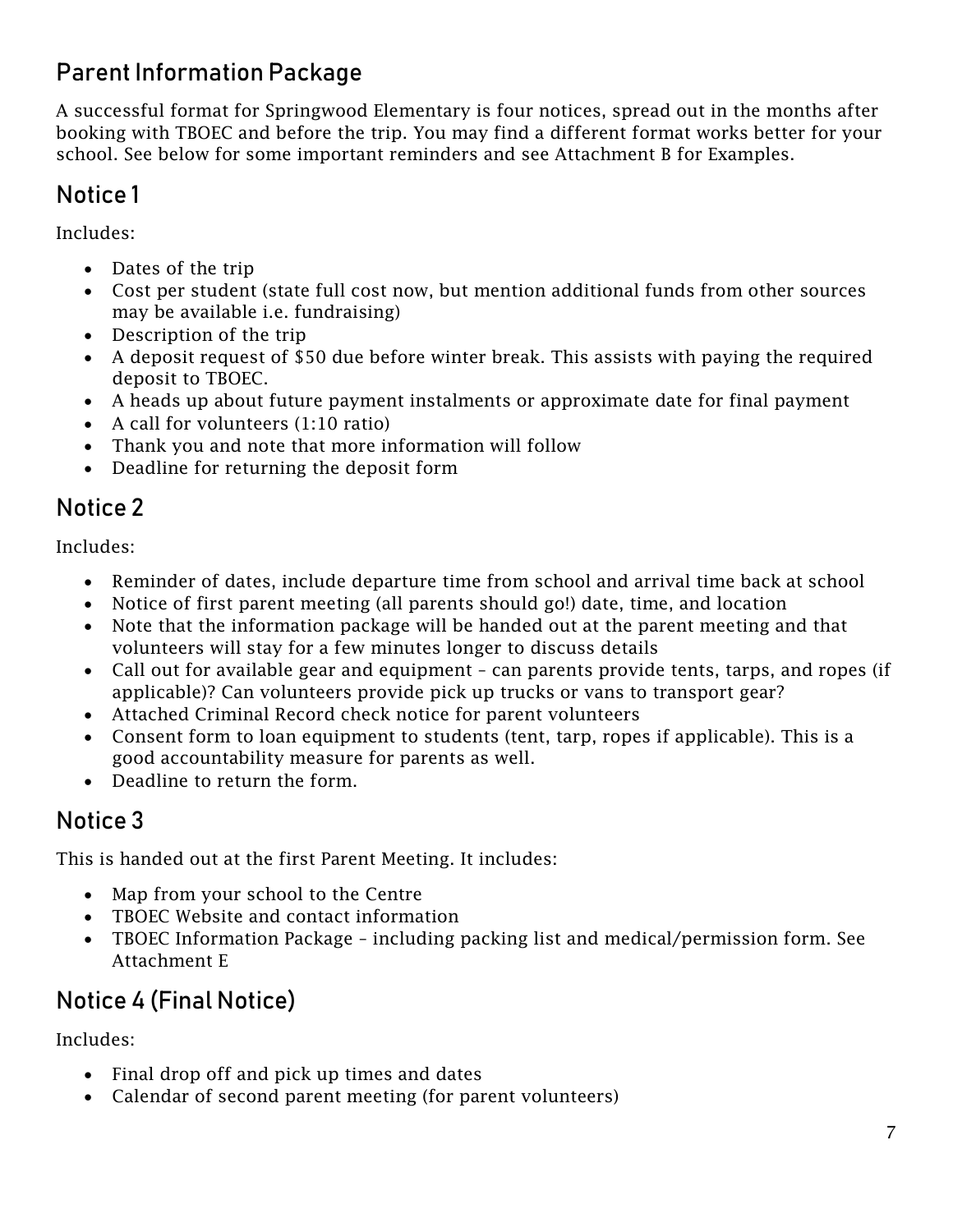## Parent Information Package

A successful format for Springwood Elementary is four notices, spread out in the months after booking with TBOEC and before the trip. You may find a different format works better for your school. See below for some important reminders and see Attachment B for Examples.

### Notice 1

Includes:

- Dates of the trip
- Cost per student (state full cost now, but mention additional funds from other sources may be available i.e. fundraising)
- Description of the trip
- A deposit request of $50 due before winter break. This assists with paying the required deposit to TBOEC.
- A heads up about future payment instalments or approximate date for final payment
- A call for volunteers (1:10 ratio)
- Thank you and note that more information will follow
- Deadline for returning the deposit form

### Notice 2

Includes:

- Reminder of dates, include departure time from school and arrival time back at school
- Notice of first parent meeting (all parents should go!) date, time, and location
- Note that the information package will be handed out at the parent meeting and that volunteers will stay for a few minutes longer to discuss details
- Call out for available gear and equipment – can parents provide tents, tarps, and ropes (if applicable)? Can volunteers provide pick up trucks or vans to transport gear?
- Attached Criminal Record check notice for parent volunteers
- Consent form to loan equipment to students (tent, tarp, ropes if applicable). This is a good accountability measure for parents as well.
- Deadline to return the form.

### Notice 3

This is handed out at the first Parent Meeting. It includes:

- Map from your school to the Centre
- TBOEC Website and contact information
- TBOEC Information Package – including packing list and medical/permission form. See Attachment E

### Notice 4 (Final Notice)

Includes:

- Final drop off and pick up times and dates
- Calendar of second parent meeting (for parent volunteers)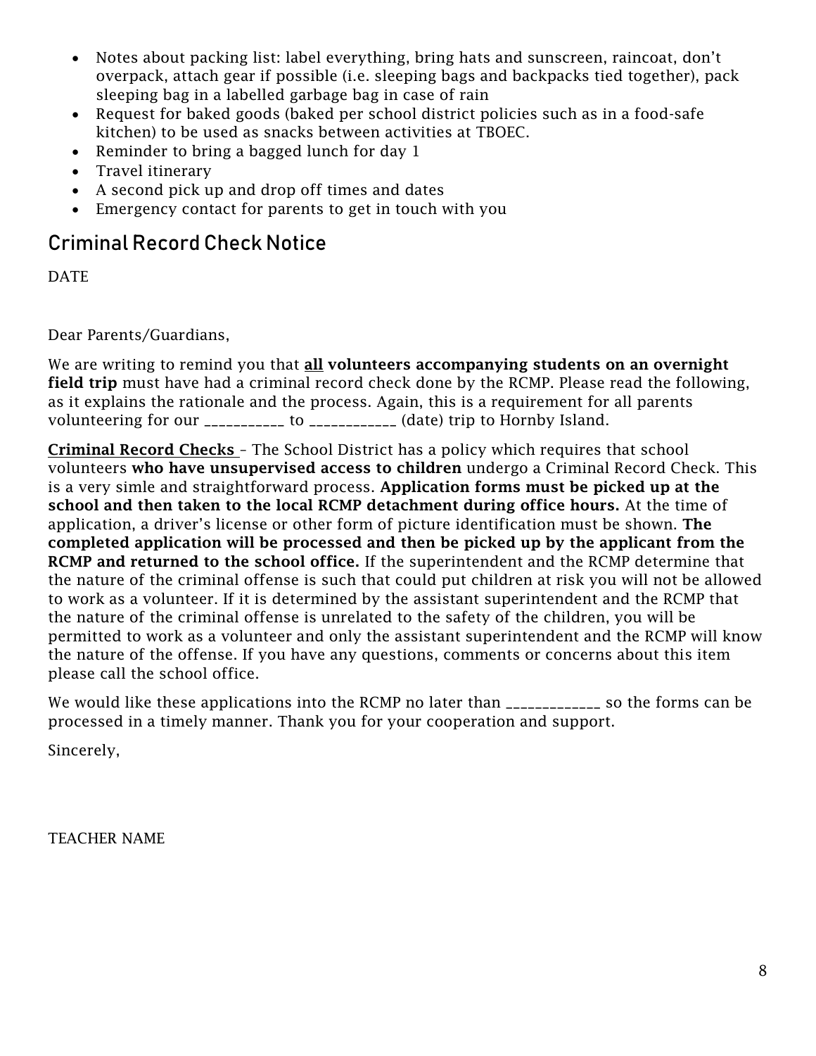- Notes about packing list: label everything, bring hats and sunscreen, raincoat, don't overpack, attach gear if possible (i.e. sleeping bags and backpacks tied together), pack sleeping bag in a labelled garbage bag in case of rain
- Request for baked goods (baked per school district policies such as in a food-safe kitchen) to be used as snacks between activities at TBOEC.
- Reminder to bring a bagged lunch for day 1
- Travel itinerary
- A second pick up and drop off times and dates
- Emergency contact for parents to get in touch with you

## Criminal Record Check Notice

DATE

Dear Parents/Guardians,

We are writing to remind you that **<u>all</u> volunteers accompanying students on an overnight field trip** must have had a criminal record check done by the RCMP. Please read the following, as it explains the rationale and the process. Again, this is a requirement for all parents volunteering for our ___________ to ____________ (date) trip to Hornby Island.

**<u>Criminal Record Checks</u>** – The School District has a policy which requires that school volunteers **who have unsupervised access to children** undergo a Criminal Record Check. This is a very simle and straightforward process. **Application forms must be picked up at the school and then taken to the local RCMP detachment during office hours.** At the time of application, a driver's license or other form of picture identification must be shown. **The completed application will be processed and then be picked up by the applicant from the RCMP and returned to the school office.** If the superintendent and the RCMP determine that the nature of the criminal offense is such that could put children at risk you will not be allowed to work as a volunteer. If it is determined by the assistant superintendent and the RCMP that the nature of the criminal offense is unrelated to the safety of the children, you will be permitted to work as a volunteer and only the assistant superintendent and the RCMP will know the nature of the offense. If you have any questions, comments or concerns about this item please call the school office.

We would like these applications into the RCMP no later than _____________ so the forms can be processed in a timely manner. Thank you for your cooperation and support.

Sincerely,

TEACHER NAME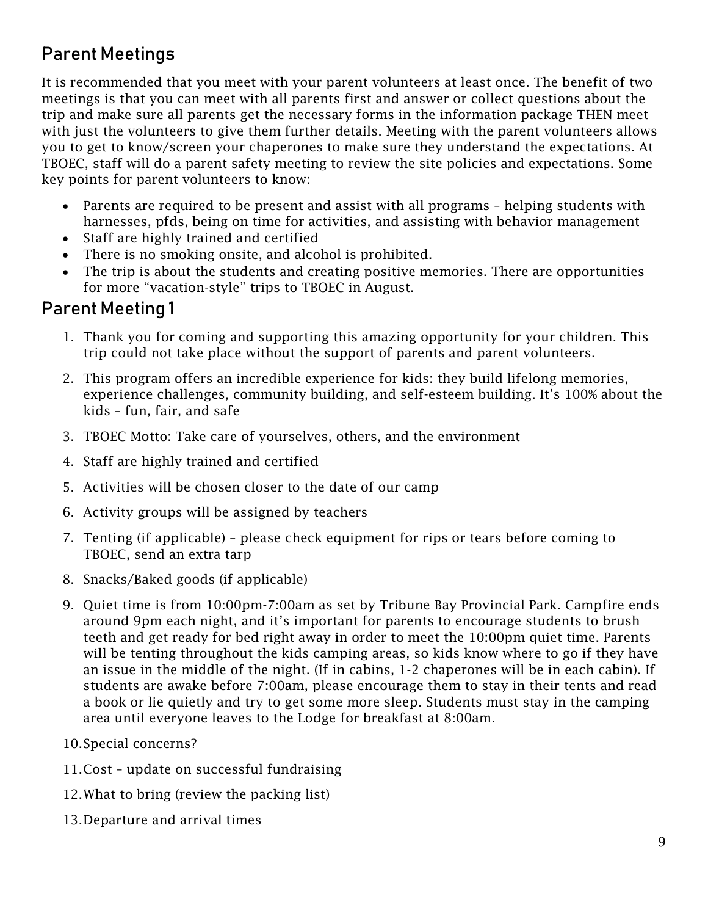## Parent Meetings

It is recommended that you meet with your parent volunteers at least once. The benefit of two meetings is that you can meet with all parents first and answer or collect questions about the trip and make sure all parents get the necessary forms in the information package THEN meet with just the volunteers to give them further details. Meeting with the parent volunteers allows you to get to know/screen your chaperones to make sure they understand the expectations. At TBOEC, staff will do a parent safety meeting to review the site policies and expectations. Some key points for parent volunteers to know:

- Parents are required to be present and assist with all programs – helping students with harnesses, pfds, being on time for activities, and assisting with behavior management
- Staff are highly trained and certified
- There is no smoking onsite, and alcohol is prohibited.
- The trip is about the students and creating positive memories. There are opportunities for more "vacation-style" trips to TBOEC in August.

## Parent Meeting 1

1. Thank you for coming and supporting this amazing opportunity for your children. This trip could not take place without the support of parents and parent volunteers.
2. This program offers an incredible experience for kids: they build lifelong memories, experience challenges, community building, and self-esteem building. It's 100% about the kids – fun, fair, and safe
3. TBOEC Motto: Take care of yourselves, others, and the environment
4. Staff are highly trained and certified
5. Activities will be chosen closer to the date of our camp
6. Activity groups will be assigned by teachers
7. Tenting (if applicable) – please check equipment for rips or tears before coming to TBOEC, send an extra tarp
8. Snacks/Baked goods (if applicable)
9. Quiet time is from 10:00pm-7:00am as set by Tribune Bay Provincial Park. Campfire ends around 9pm each night, and it's important for parents to encourage students to brush teeth and get ready for bed right away in order to meet the 10:00pm quiet time. Parents will be tenting throughout the kids camping areas, so kids know where to go if they have an issue in the middle of the night. (If in cabins, 1-2 chaperones will be in each cabin). If students are awake before 7:00am, please encourage them to stay in their tents and read a book or lie quietly and try to get some more sleep. Students must stay in the camping area until everyone leaves to the Lodge for breakfast at 8:00am.
10. Special concerns?
11. Cost – update on successful fundraising
12. What to bring (review the packing list)
13. Departure and arrival times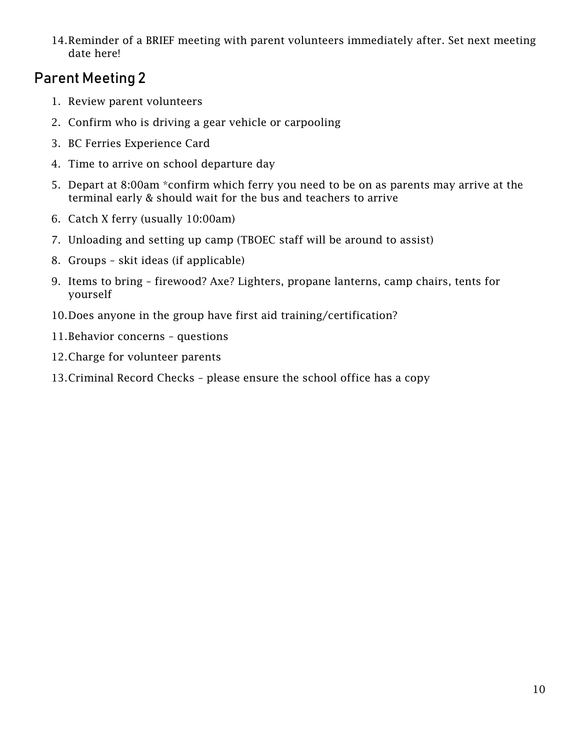14. Reminder of a BRIEF meeting with parent volunteers immediately after. Set next meeting date here!

## Parent Meeting 2

1. Review parent volunteers
2. Confirm who is driving a gear vehicle or carpooling
3. BC Ferries Experience Card
4. Time to arrive on school departure day
5. Depart at 8:00am *confirm which ferry you need to be on as parents may arrive at the terminal early & should wait for the bus and teachers to arrive
6. Catch X ferry (usually 10:00am)
7. Unloading and setting up camp (TBOEC staff will be around to assist)
8. Groups – skit ideas (if applicable)
9. Items to bring – firewood? Axe? Lighters, propane lanterns, camp chairs, tents for yourself
10. Does anyone in the group have first aid training/certification?
11. Behavior concerns – questions
12. Charge for volunteer parents
13. Criminal Record Checks – please ensure the school office has a copy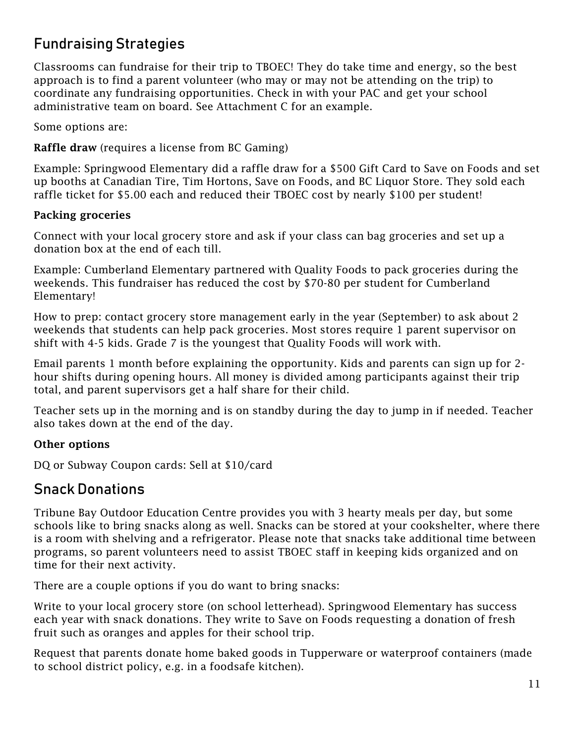## Fundraising Strategies

Classrooms can fundraise for their trip to TBOEC! They do take time and energy, so the best approach is to find a parent volunteer (who may or may not be attending on the trip) to coordinate any fundraising opportunities. Check in with your PAC and get your school administrative team on board. See Attachment C for an example.

Some options are:

**Raffle draw** (requires a license from BC Gaming)

Example: Springwood Elementary did a raffle draw for a $500 Gift Card to Save on Foods and set up booths at Canadian Tire, Tim Hortons, Save on Foods, and BC Liquor Store. They sold each raffle ticket for $5.00 each and reduced their TBOEC cost by nearly $100 per student!

**Packing groceries**

Connect with your local grocery store and ask if your class can bag groceries and set up a donation box at the end of each till.

Example: Cumberland Elementary partnered with Quality Foods to pack groceries during the weekends. This fundraiser has reduced the cost by $70-80 per student for Cumberland Elementary!

How to prep: contact grocery store management early in the year (September) to ask about 2 weekends that students can help pack groceries. Most stores require 1 parent supervisor on shift with 4-5 kids. Grade 7 is the youngest that Quality Foods will work with.

Email parents 1 month before explaining the opportunity. Kids and parents can sign up for 2-hour shifts during opening hours. All money is divided among participants against their trip total, and parent supervisors get a half share for their child.

Teacher sets up in the morning and is on standby during the day to jump in if needed. Teacher also takes down at the end of the day.

**Other options**

DQ or Subway Coupon cards: Sell at $10/card

## Snack Donations

Tribune Bay Outdoor Education Centre provides you with 3 hearty meals per day, but some schools like to bring snacks along as well. Snacks can be stored at your cookshelter, where there is a room with shelving and a refrigerator. Please note that snacks take additional time between programs, so parent volunteers need to assist TBOEC staff in keeping kids organized and on time for their next activity.

There are a couple options if you do want to bring snacks:

Write to your local grocery store (on school letterhead). Springwood Elementary has success each year with snack donations. They write to Save on Foods requesting a donation of fresh fruit such as oranges and apples for their school trip.

Request that parents donate home baked goods in Tupperware or waterproof containers (made to school district policy, e.g. in a foodsafe kitchen).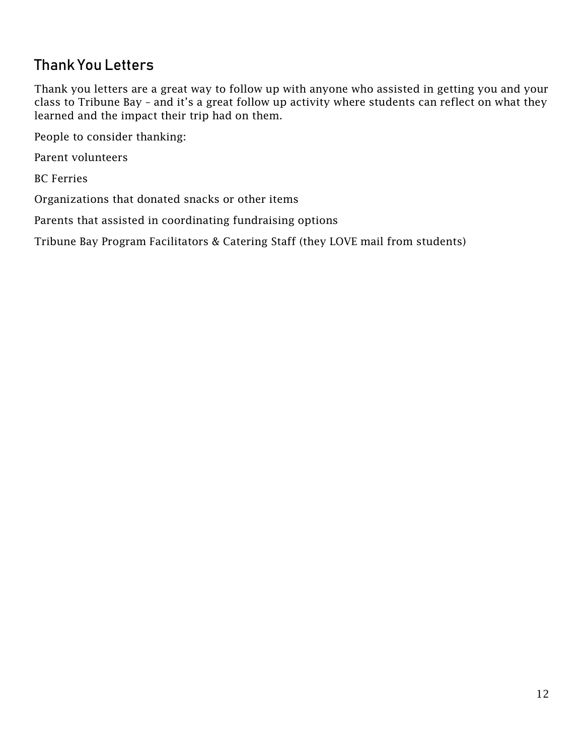## Thank You Letters

Thank you letters are a great way to follow up with anyone who assisted in getting you and your class to Tribune Bay – and it's a great follow up activity where students can reflect on what they learned and the impact their trip had on them.

People to consider thanking:

Parent volunteers

BC Ferries

Organizations that donated snacks or other items

Parents that assisted in coordinating fundraising options

Tribune Bay Program Facilitators & Catering Staff (they LOVE mail from students)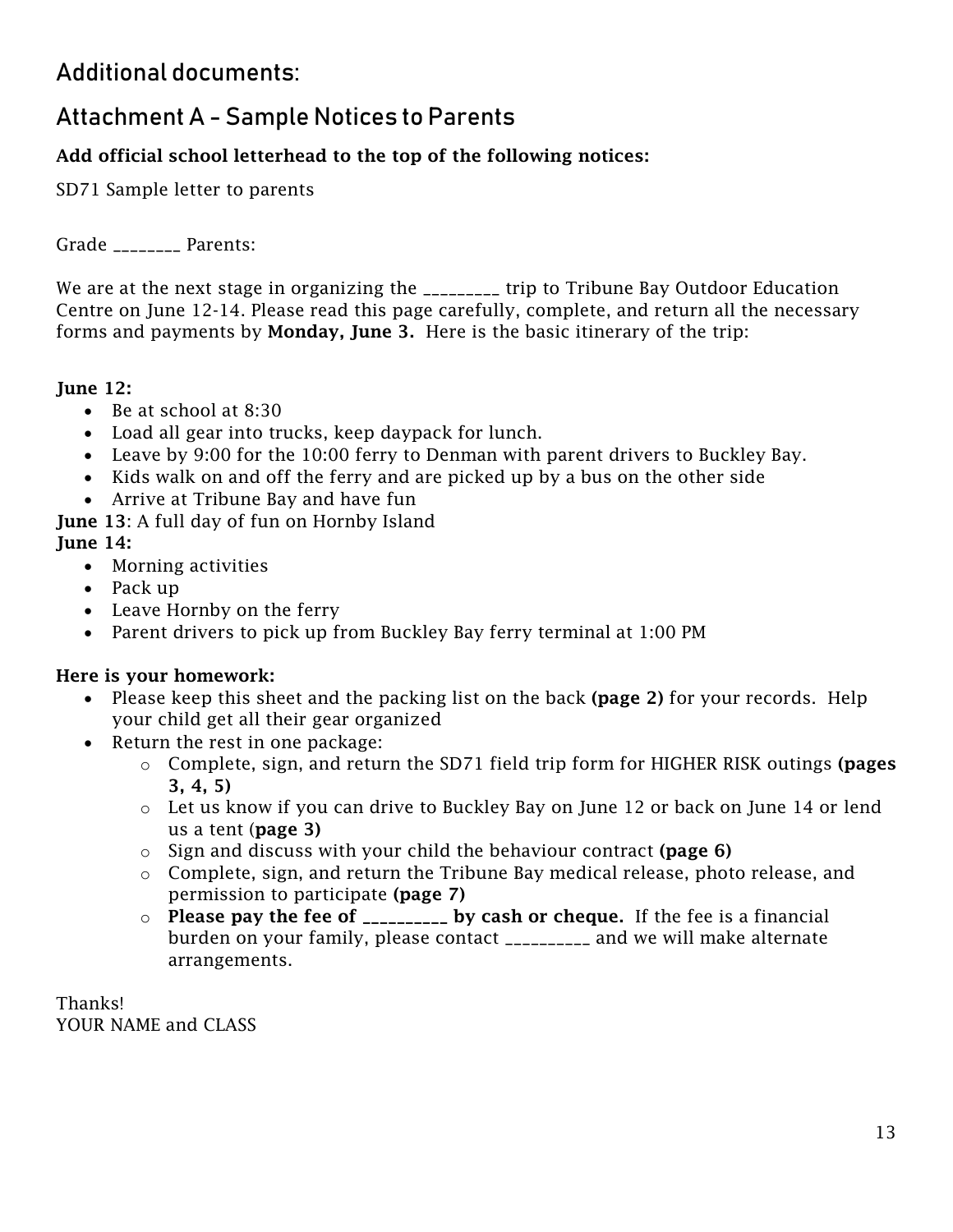## Additional documents:

## Attachment A – Sample Notices to Parents

**Add official school letterhead to the top of the following notices:**

SD71 Sample letter to parents

Grade ________ Parents:

We are at the next stage in organizing the _________ trip to Tribune Bay Outdoor Education Centre on June 12-14. Please read this page carefully, complete, and return all the necessary forms and payments by **Monday, June 3.** Here is the basic itinerary of the trip:

**June 12:**

- Be at school at 8:30
- Load all gear into trucks, keep daypack for lunch.
- Leave by 9:00 for the 10:00 ferry to Denman with parent drivers to Buckley Bay.
- Kids walk on and off the ferry and are picked up by a bus on the other side
- Arrive at Tribune Bay and have fun

**June 13**: A full day of fun on Hornby Island

**June 14:**

- Morning activities
- Pack up
- Leave Hornby on the ferry
- Parent drivers to pick up from Buckley Bay ferry terminal at 1:00 PM

**Here is your homework:**

- Please keep this sheet and the packing list on the back **(page 2)** for your records. Help your child get all their gear organized
- Return the rest in one package:
  - Complete, sign, and return the SD71 field trip form for HIGHER RISK outings **(pages 3, 4, 5)**
  - Let us know if you can drive to Buckley Bay on June 12 or back on June 14 or lend us a tent (**page 3)**
  - Sign and discuss with your child the behaviour contract **(page 6)**
  - Complete, sign, and return the Tribune Bay medical release, photo release, and permission to participate **(page 7)**
  - **Please pay the fee of __________ by cash or cheque.** If the fee is a financial burden on your family, please contact __________ and we will make alternate arrangements.

Thanks!
YOUR NAME and CLASS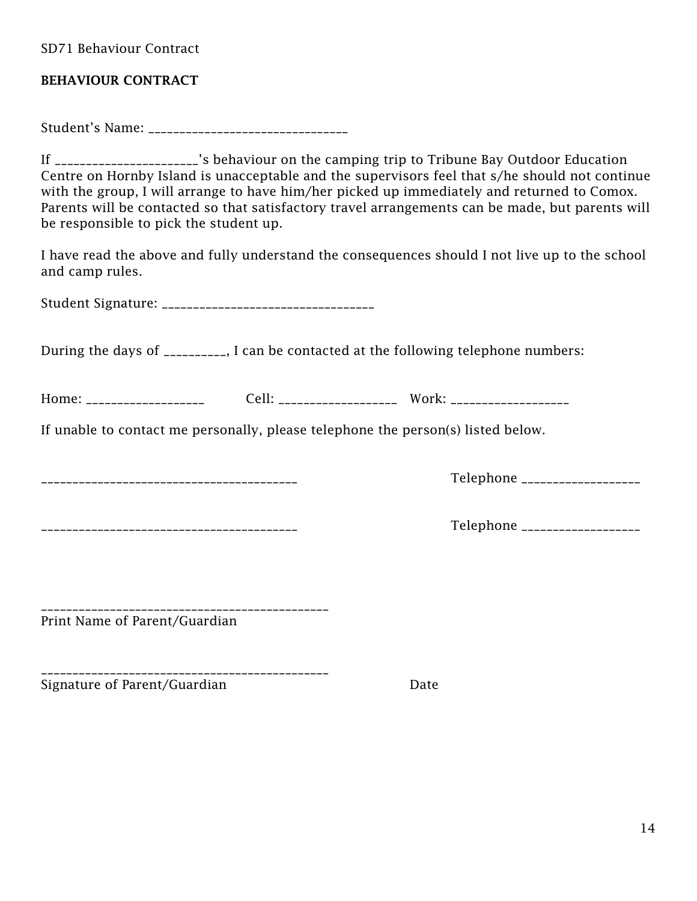SD71 Behaviour Contract

**BEHAVIOUR CONTRACT**

Student's Name: ________________________________

If ______________________'s behaviour on the camping trip to Tribune Bay Outdoor Education Centre on Hornby Island is unacceptable and the supervisors feel that s/he should not continue with the group, I will arrange to have him/her picked up immediately and returned to Comox. Parents will be contacted so that satisfactory travel arrangements can be made, but parents will be responsible to pick the student up.

I have read the above and fully understand the consequences should I not live up to the school and camp rules.

Student Signature: __________________________________

During the days of __________, I can be contacted at the following telephone numbers:

Home: ___________________ Cell: ___________________ Work: ___________________

If unable to contact me personally, please telephone the person(s) listed below.

________________________________________ Telephone ___________________

________________________________________ Telephone ___________________

____________________________________________
Print Name of Parent/Guardian

____________________________________________
Signature of Parent/Guardian Date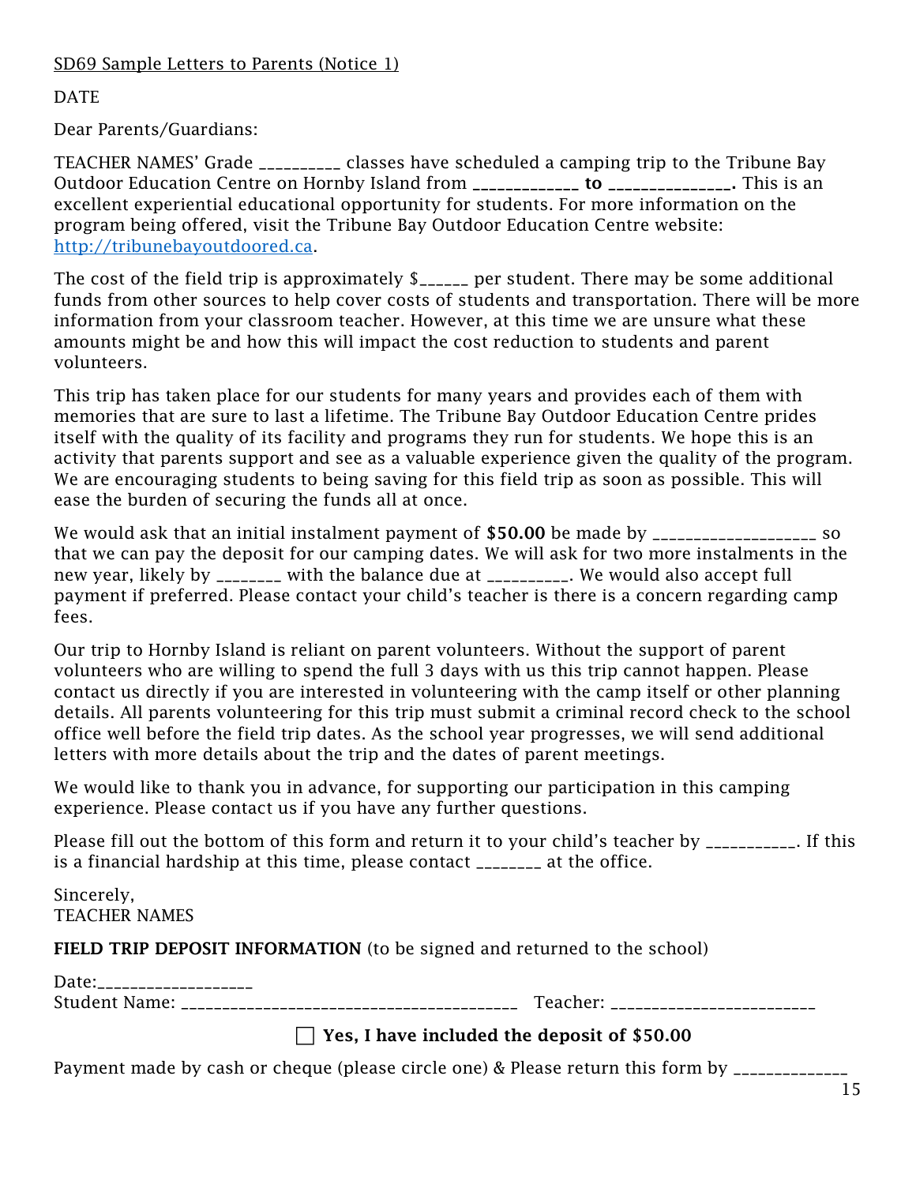SD69 Sample Letters to Parents (Notice 1)

DATE

Dear Parents/Guardians:

TEACHER NAMES' Grade __________ classes have scheduled a camping trip to the Tribune Bay Outdoor Education Centre on Hornby Island from **____________ to ______________.** This is an excellent experiential educational opportunity for students. For more information on the program being offered, visit the Tribune Bay Outdoor Education Centre website: [http://tribunebayoutdoored.ca](http://tribunebayoutdoored.ca).

The cost of the field trip is approximately $______ per student. There may be some additional funds from other sources to help cover costs of students and transportation. There will be more information from your classroom teacher. However, at this time we are unsure what these amounts might be and how this will impact the cost reduction to students and parent volunteers.

This trip has taken place for our students for many years and provides each of them with memories that are sure to last a lifetime. The Tribune Bay Outdoor Education Centre prides itself with the quality of its facility and programs they run for students. We hope this is an activity that parents support and see as a valuable experience given the quality of the program. We are encouraging students to being saving for this field trip as soon as possible. This will ease the burden of securing the funds all at once.

We would ask that an initial instalment payment of **$50.00** be made by ___________________ so that we can pay the deposit for our camping dates. We will ask for two more instalments in the new year, likely by _______ with the balance due at _________. We would also accept full payment if preferred. Please contact your child's teacher is there is a concern regarding camp fees.

Our trip to Hornby Island is reliant on parent volunteers. Without the support of parent volunteers who are willing to spend the full 3 days with us this trip cannot happen. Please contact us directly if you are interested in volunteering with the camp itself or other planning details. All parents volunteering for this trip must submit a criminal record check to the school office well before the field trip dates. As the school year progresses, we will send additional letters with more details about the trip and the dates of parent meetings.

We would like to thank you in advance, for supporting our participation in this camping experience. Please contact us if you have any further questions.

Please fill out the bottom of this form and return it to your child's teacher by __________. If this is a financial hardship at this time, please contact _______ at the office.

Sincerely,
TEACHER NAMES

**FIELD TRIP DEPOSIT INFORMATION** (to be signed and returned to the school)

Date:_________________
Student Name: _______________________________________ Teacher: ________________________

☐ **Yes, I have included the deposit of $50.00**

Payment made by cash or cheque (please circle one) & Please return this form by _____________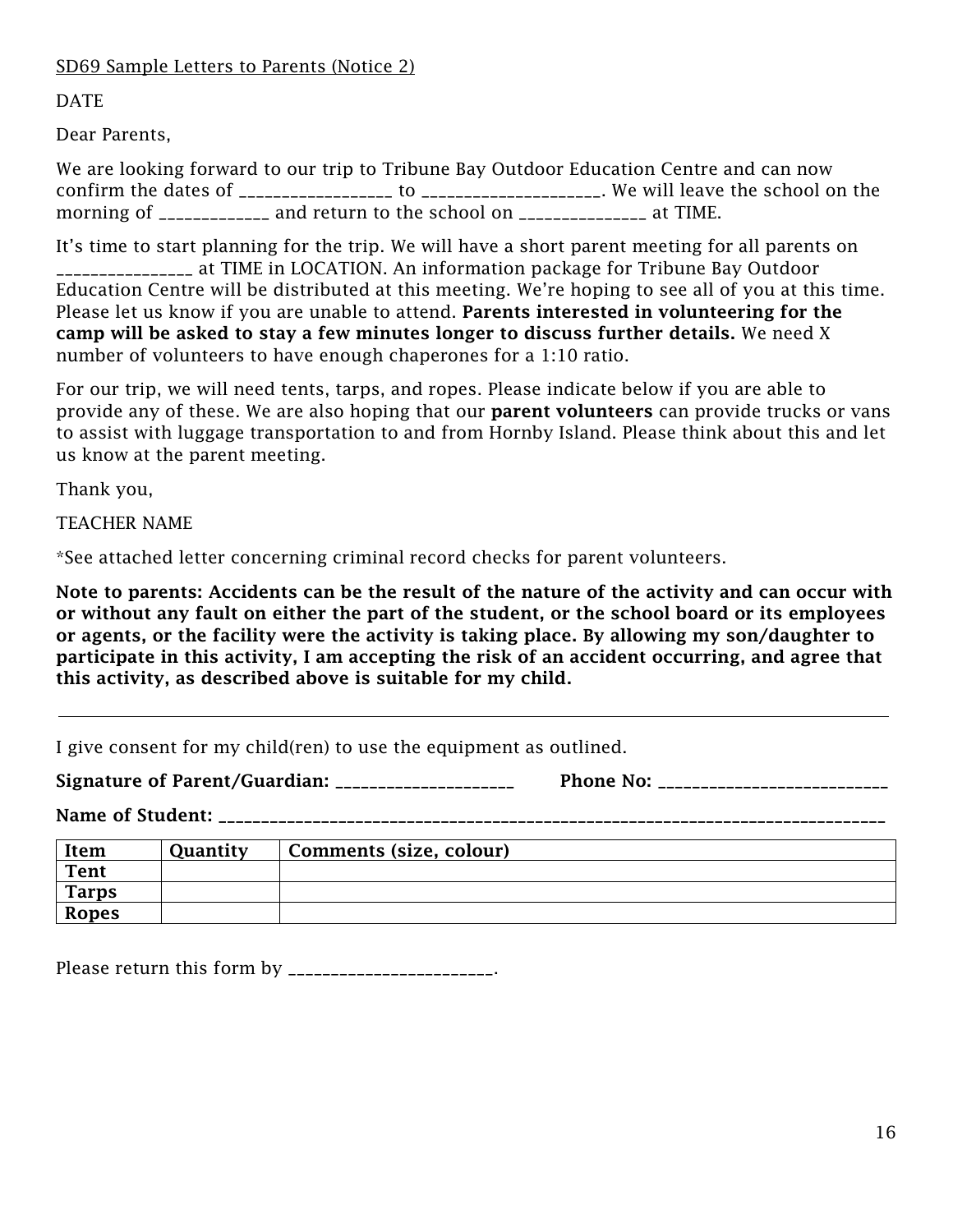SD69 Sample Letters to Parents (Notice 2)

DATE

Dear Parents,

We are looking forward to our trip to Tribune Bay Outdoor Education Centre and can now confirm the dates of __________________ to ____________________. We will leave the school on the morning of _____________ and return to the school on _______________ at TIME.

It's time to start planning for the trip. We will have a short parent meeting for all parents on ________________ at TIME in LOCATION. An information package for Tribune Bay Outdoor Education Centre will be distributed at this meeting. We're hoping to see all of you at this time. Please let us know if you are unable to attend. **Parents interested in volunteering for the camp will be asked to stay a few minutes longer to discuss further details.** We need X number of volunteers to have enough chaperones for a 1:10 ratio.

For our trip, we will need tents, tarps, and ropes. Please indicate below if you are able to provide any of these. We are also hoping that our **parent volunteers** can provide trucks or vans to assist with luggage transportation to and from Hornby Island. Please think about this and let us know at the parent meeting.

Thank you,

TEACHER NAME

*See attached letter concerning criminal record checks for parent volunteers.

**Note to parents: Accidents can be the result of the nature of the activity and can occur with or without any fault on either the part of the student, or the school board or its employees or agents, or the facility were the activity is taking place. By allowing my son/daughter to participate in this activity, I am accepting the risk of an accident occurring, and agree that this activity, as described above is suitable for my child.**

---

I give consent for my child(ren) to use the equipment as outlined.

**Signature of Parent/Guardian:** ______________________ **Phone No:** ____________________________

**Name of Student:** ________________________________________________________________________________

| Item | Quantity | Comments (size, colour) |
| --- | --- | --- |
| **Tent** | | |
| **Tarps** | | |
| **Ropes** | | |

Please return this form by ________________________.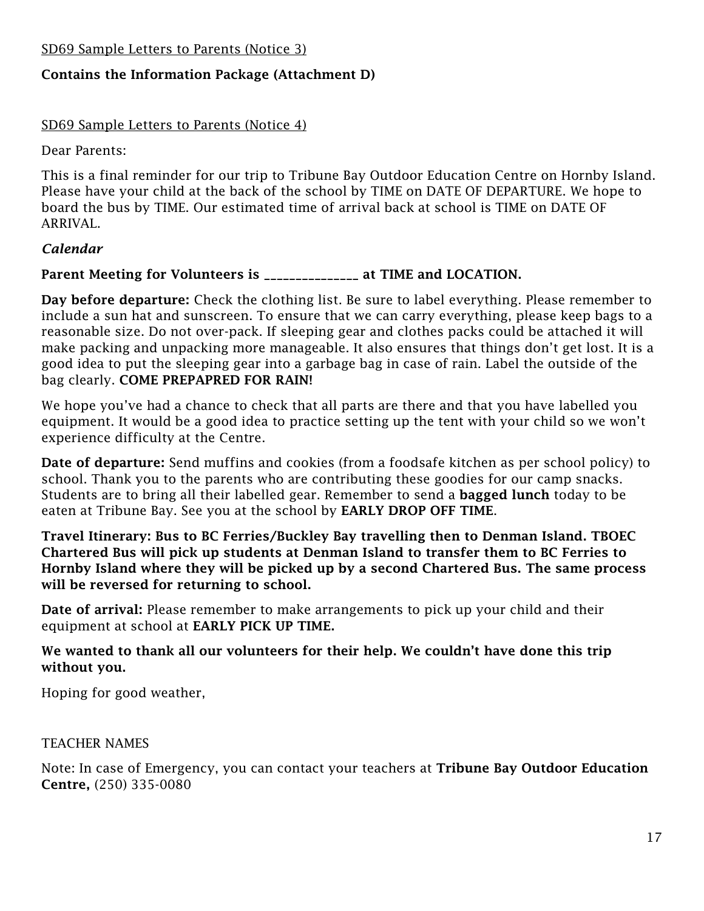SD69 Sample Letters to Parents (Notice 3)

**Contains the Information Package (Attachment D)**

SD69 Sample Letters to Parents (Notice 4)

Dear Parents:

This is a final reminder for our trip to Tribune Bay Outdoor Education Centre on Hornby Island. Please have your child at the back of the school by TIME on DATE OF DEPARTURE. We hope to board the bus by TIME. Our estimated time of arrival back at school is TIME on DATE OF ARRIVAL.

***Calendar***

**Parent Meeting for Volunteers is _______________ at TIME and LOCATION.**

**Day before departure:** Check the clothing list. Be sure to label everything. Please remember to include a sun hat and sunscreen. To ensure that we can carry everything, please keep bags to a reasonable size. Do not over-pack. If sleeping gear and clothes packs could be attached it will make packing and unpacking more manageable. It also ensures that things don't get lost. It is a good idea to put the sleeping gear into a garbage bag in case of rain. Label the outside of the bag clearly. **COME PREPAPRED FOR RAIN!**

We hope you've had a chance to check that all parts are there and that you have labelled you equipment. It would be a good idea to practice setting up the tent with your child so we won't experience difficulty at the Centre.

**Date of departure:** Send muffins and cookies (from a foodsafe kitchen as per school policy) to school. Thank you to the parents who are contributing these goodies for our camp snacks. Students are to bring all their labelled gear. Remember to send a **bagged lunch** today to be eaten at Tribune Bay. See you at the school by **EARLY DROP OFF TIME**.

**Travel Itinerary: Bus to BC Ferries/Buckley Bay travelling then to Denman Island. TBOEC Chartered Bus will pick up students at Denman Island to transfer them to BC Ferries to Hornby Island where they will be picked up by a second Chartered Bus. The same process will be reversed for returning to school.**

**Date of arrival:** Please remember to make arrangements to pick up your child and their equipment at school at **EARLY PICK UP TIME.**

**We wanted to thank all our volunteers for their help. We couldn't have done this trip without you.**

Hoping for good weather,

TEACHER NAMES

Note: In case of Emergency, you can contact your teachers at **Tribune Bay Outdoor Education Centre,** (250) 335-0080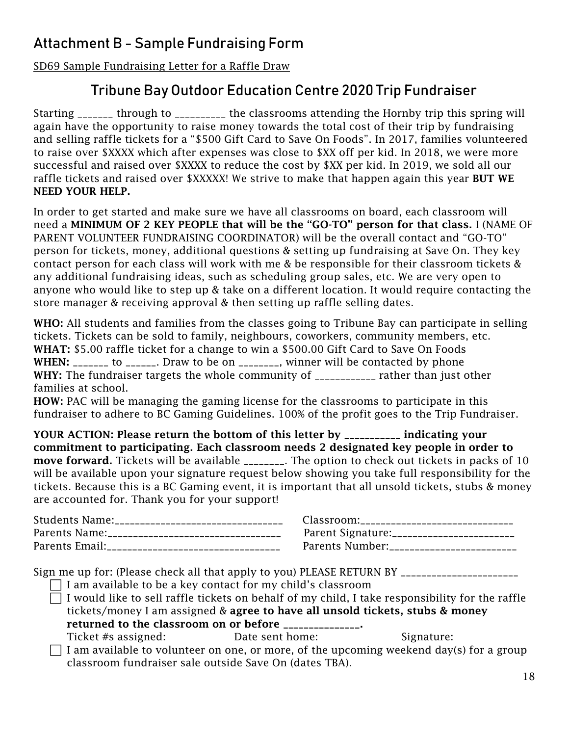## Attachment B – Sample Fundraising Form

SD69 Sample Fundraising Letter for a Raffle Draw

### Tribune Bay Outdoor Education Centre 2020 Trip Fundraiser

Starting _______ through to __________ the classrooms attending the Hornby trip this spring will again have the opportunity to raise money towards the total cost of their trip by fundraising and selling raffle tickets for a "$500 Gift Card to Save On Foods". In 2017, families volunteered to raise over $XXXX which after expenses was close to $XX off per kid. In 2018, we were more successful and raised over $XXXX to reduce the cost by $XX per kid. In 2019, we sold all our raffle tickets and raised over $XXXXX! We strive to make that happen again this year **BUT WE NEED YOUR HELP.**

In order to get started and make sure we have all classrooms on board, each classroom will need a **MINIMUM OF 2 KEY PEOPLE that will be the "GO-TO" person for that class.** I (NAME OF PARENT VOLUNTEER FUNDRAISING COORDINATOR) will be the overall contact and "GO-TO" person for tickets, money, additional questions & setting up fundraising at Save On. They key contact person for each class will work with me & be responsible for their classroom tickets & any additional fundraising ideas, such as scheduling group sales, etc. We are very open to anyone who would like to step up & take on a different location. It would require contacting the store manager & receiving approval & then setting up raffle selling dates.

**WHO:** All students and families from the classes going to Tribune Bay can participate in selling tickets. Tickets can be sold to family, neighbours, coworkers, community members, etc.
**WHAT:** $5.00 raffle ticket for a change to win a $500.00 Gift Card to Save On Foods
**WHEN:** _______ to ______. Draw to be on ________, winner will be contacted by phone
**WHY:** The fundraiser targets the whole community of ____________ rather than just other families at school.
**HOW:** PAC will be managing the gaming license for the classrooms to participate in this fundraiser to adhere to BC Gaming Guidelines. 100% of the profit goes to the Trip Fundraiser.

**YOUR ACTION: Please return the bottom of this letter by ___________ indicating your commitment to participating. Each classroom needs 2 designated key people in order to move forward.** Tickets will be available ________. The option to check out tickets in packs of 10 will be available upon your signature request below showing you take full responsibility for the tickets. Because this is a BC Gaming event, it is important that all unsold tickets, stubs & money are accounted for. Thank you for your support!

Students Name:_________________________________ Classroom:______________________________
Parents Name:_________________________________ Parent Signature:________________________
Parents Email:_________________________________ Parents Number:_________________________

Sign me up for: (Please check all that apply to you) PLEASE RETURN BY ______________________

- ☐ I am available to be a key contact for my child's classroom
- ☐ I would like to sell raffle tickets on behalf of my child, I take responsibility for the raffle tickets/money I am assigned & **agree to have all unsold tickets, stubs & money returned to the classroom on or before _______________.**
  Ticket #s assigned: Date sent home: Signature:
- ☐ I am available to volunteer on one, or more, of the upcoming weekend day(s) for a group classroom fundraiser sale outside Save On (dates TBA).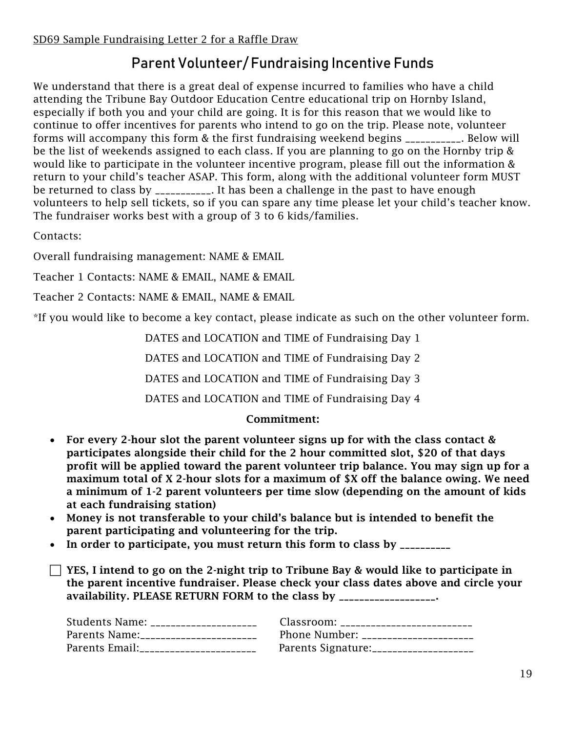SD69 Sample Fundraising Letter 2 for a Raffle Draw

# Parent Volunteer/ Fundraising Incentive Funds

We understand that there is a great deal of expense incurred to families who have a child attending the Tribune Bay Outdoor Education Centre educational trip on Hornby Island, especially if both you and your child are going. It is for this reason that we would like to continue to offer incentives for parents who intend to go on the trip. Please note, volunteer forms will accompany this form & the first fundraising weekend begins ___________. Below will be the list of weekends assigned to each class. If you are planning to go on the Hornby trip & would like to participate in the volunteer incentive program, please fill out the information & return to your child's teacher ASAP. This form, along with the additional volunteer form MUST be returned to class by ___________. It has been a challenge in the past to have enough volunteers to help sell tickets, so if you can spare any time please let your child's teacher know. The fundraiser works best with a group of 3 to 6 kids/families.

Contacts:

Overall fundraising management: NAME & EMAIL

Teacher 1 Contacts: NAME & EMAIL, NAME & EMAIL

Teacher 2 Contacts: NAME & EMAIL, NAME & EMAIL

*If you would like to become a key contact, please indicate as such on the other volunteer form.

DATES and LOCATION and TIME of Fundraising Day 1

DATES and LOCATION and TIME of Fundraising Day 2

DATES and LOCATION and TIME of Fundraising Day 3

DATES and LOCATION and TIME of Fundraising Day 4

**Commitment:**

- **For every 2-hour slot the parent volunteer signs up for with the class contact & participates alongside their child for the 2 hour committed slot, $20 of that days profit will be applied toward the parent volunteer trip balance. You may sign up for a maximum total of X 2-hour slots for a maximum of $X off the balance owing. We need a minimum of 1-2 parent volunteers per time slow (depending on the amount of kids at each fundraising station)**
- **Money is not transferable to your child's balance but is intended to benefit the parent participating and volunteering for the trip.**
- **In order to participate, you must return this form to class by __________**

☐ **YES, I intend to go on the 2-night trip to Tribune Bay & would like to participate in the parent incentive fundraiser. Please check your class dates above and circle your availability. PLEASE RETURN FORM to the class by __________________.**

Students Name: ____________________ Classroom: _________________________
Parents Name:_____________________ Phone Number: _____________________
Parents Email:_____________________ Parents Signature:___________________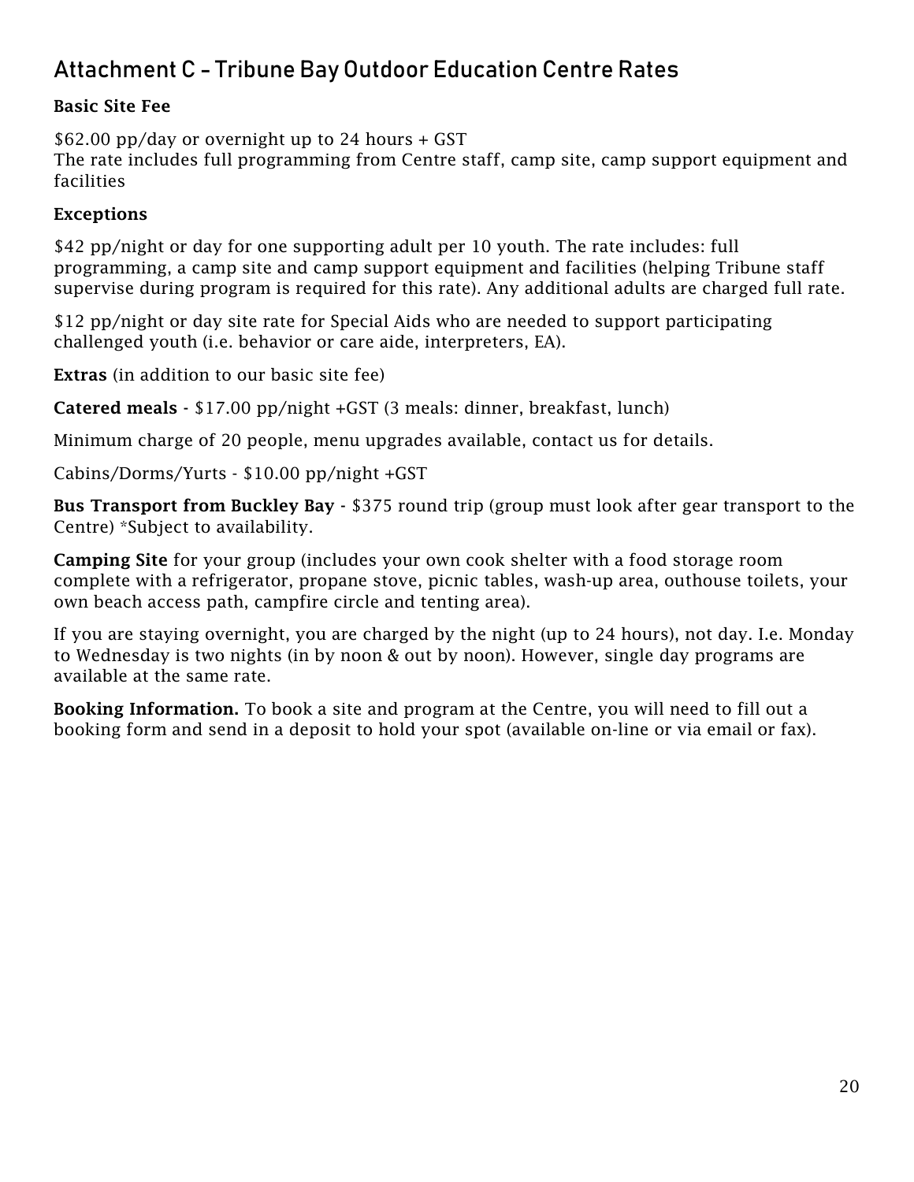## Attachment C – Tribune Bay Outdoor Education Centre Rates

**Basic Site Fee**

$62.00 pp/day or overnight up to 24 hours + GST
The rate includes full programming from Centre staff, camp site, camp support equipment and facilities

**Exceptions**

$42 pp/night or day for one supporting adult per 10 youth. The rate includes: full programming, a camp site and camp support equipment and facilities (helping Tribune staff supervise during program is required for this rate). Any additional adults are charged full rate.

$12 pp/night or day site rate for Special Aids who are needed to support participating challenged youth (i.e. behavior or care aide, interpreters, EA).

**Extras** (in addition to our basic site fee)

**Catered meals** - $17.00 pp/night +GST (3 meals: dinner, breakfast, lunch)

Minimum charge of 20 people, menu upgrades available, contact us for details.

Cabins/Dorms/Yurts - $10.00 pp/night +GST

**Bus Transport from Buckley Bay** - $375 round trip (group must look after gear transport to the Centre) *Subject to availability.

**Camping Site** for your group (includes your own cook shelter with a food storage room complete with a refrigerator, propane stove, picnic tables, wash-up area, outhouse toilets, your own beach access path, campfire circle and tenting area).

If you are staying overnight, you are charged by the night (up to 24 hours), not day. I.e. Monday to Wednesday is two nights (in by noon & out by noon). However, single day programs are available at the same rate.

**Booking Information.** To book a site and program at the Centre, you will need to fill out a booking form and send in a deposit to hold your spot (available on-line or via email or fax).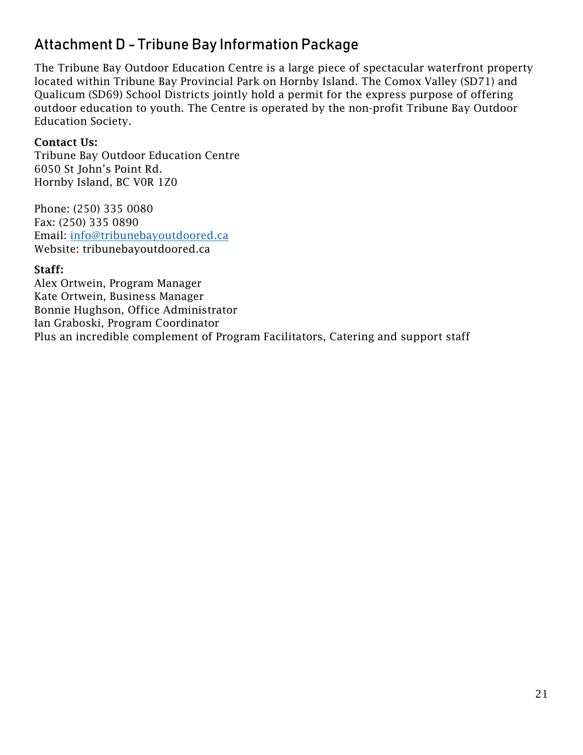## Attachment D – Tribune Bay Information Package

The Tribune Bay Outdoor Education Centre is a large piece of spectacular waterfront property located within Tribune Bay Provincial Park on Hornby Island. The Comox Valley (SD71) and Qualicum (SD69) School Districts jointly hold a permit for the express purpose of offering outdoor education to youth. The Centre is operated by the non-profit Tribune Bay Outdoor Education Society.

**Contact Us:**
Tribune Bay Outdoor Education Centre
6050 St John's Point Rd.
Hornby Island, BC V0R 1Z0

Phone: (250) 335 0080
Fax: (250) 335 0890
Email: info@tribunebayoutdoored.ca
Website: tribunebayoutdoored.ca

**Staff:**
Alex Ortwein, Program Manager
Kate Ortwein, Business Manager
Bonnie Hughson, Office Administrator
Ian Graboski, Program Coordinator
Plus an incredible complement of Program Facilitators, Catering and support staff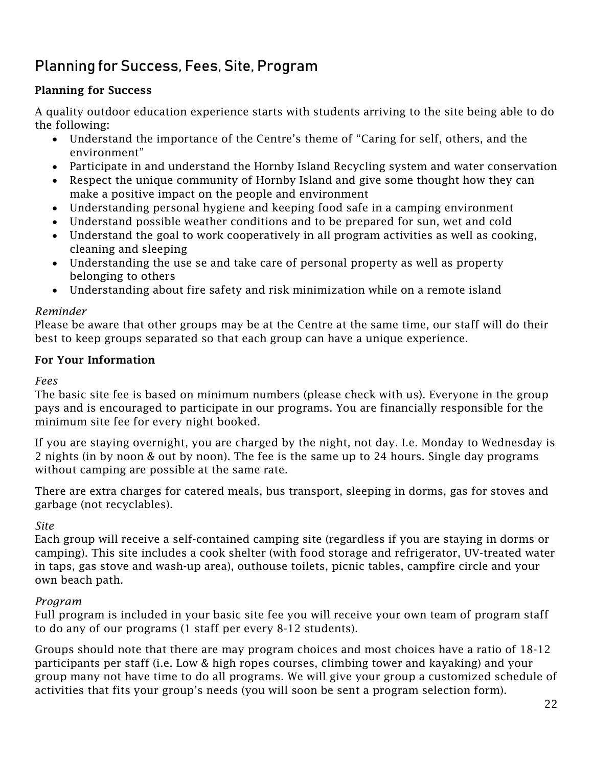## Planning for Success, Fees, Site, Program

**Planning for Success**

A quality outdoor education experience starts with students arriving to the site being able to do the following:

- Understand the importance of the Centre's theme of "Caring for self, others, and the environment"
- Participate in and understand the Hornby Island Recycling system and water conservation
- Respect the unique community of Hornby Island and give some thought how they can make a positive impact on the people and environment
- Understanding personal hygiene and keeping food safe in a camping environment
- Understand possible weather conditions and to be prepared for sun, wet and cold
- Understand the goal to work cooperatively in all program activities as well as cooking, cleaning and sleeping
- Understanding the use se and take care of personal property as well as property belonging to others
- Understanding about fire safety and risk minimization while on a remote island

*Reminder*
Please be aware that other groups may be at the Centre at the same time, our staff will do their best to keep groups separated so that each group can have a unique experience.

**For Your Information**

*Fees*
The basic site fee is based on minimum numbers (please check with us). Everyone in the group pays and is encouraged to participate in our programs. You are financially responsible for the minimum site fee for every night booked.

If you are staying overnight, you are charged by the night, not day. I.e. Monday to Wednesday is 2 nights (in by noon & out by noon). The fee is the same up to 24 hours. Single day programs without camping are possible at the same rate.

There are extra charges for catered meals, bus transport, sleeping in dorms, gas for stoves and garbage (not recyclables).

*Site*
Each group will receive a self-contained camping site (regardless if you are staying in dorms or camping). This site includes a cook shelter (with food storage and refrigerator, UV-treated water in taps, gas stove and wash-up area), outhouse toilets, picnic tables, campfire circle and your own beach path.

*Program*
Full program is included in your basic site fee you will receive your own team of program staff to do any of our programs (1 staff per every 8-12 students).

Groups should note that there are may program choices and most choices have a ratio of 18-12 participants per staff (i.e. Low & high ropes courses, climbing tower and kayaking) and your group many not have time to do all programs. We will give your group a customized schedule of activities that fits your group's needs (you will soon be sent a program selection form).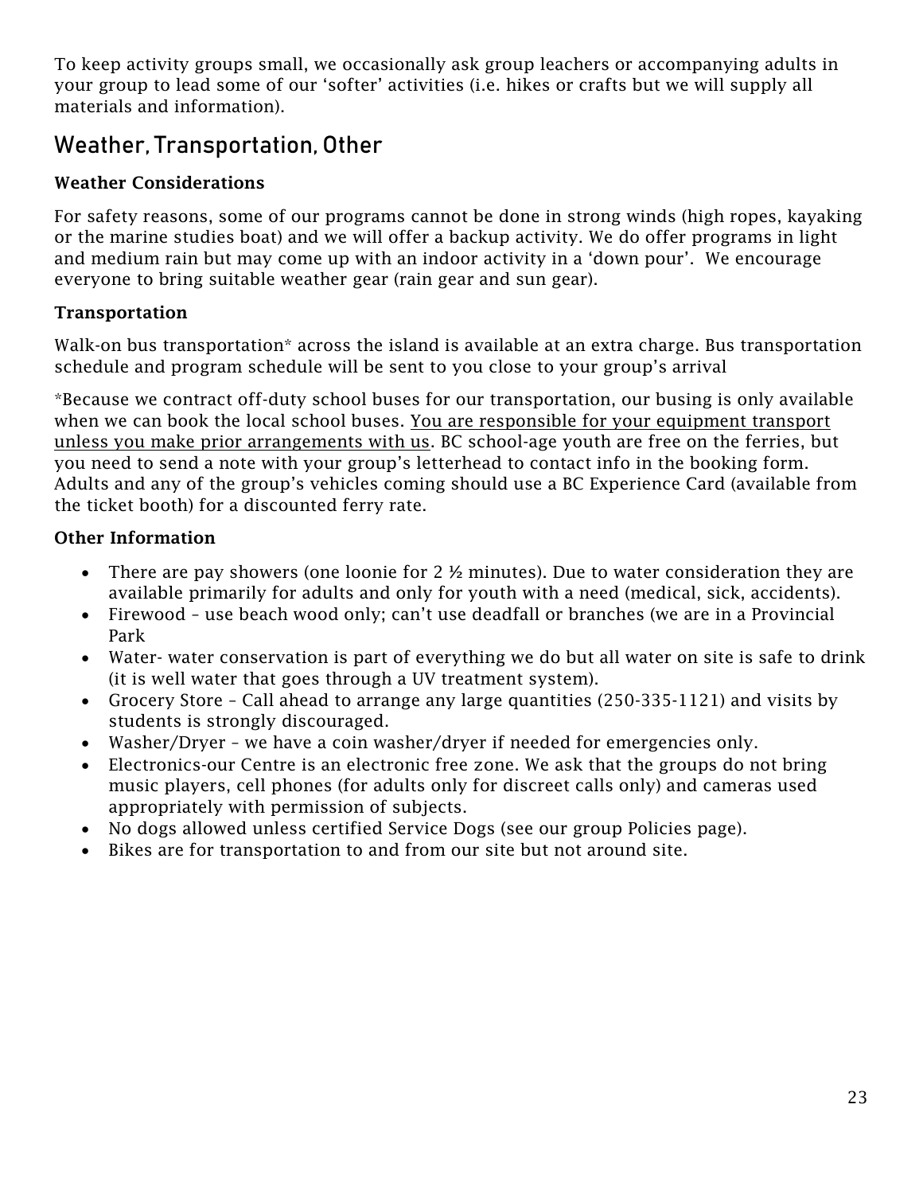To keep activity groups small, we occasionally ask group leachers or accompanying adults in your group to lead some of our 'softer' activities (i.e. hikes or crafts but we will supply all materials and information).

## Weather, Transportation, Other

**Weather Considerations**

For safety reasons, some of our programs cannot be done in strong winds (high ropes, kayaking or the marine studies boat) and we will offer a backup activity. We do offer programs in light and medium rain but may come up with an indoor activity in a 'down pour'. We encourage everyone to bring suitable weather gear (rain gear and sun gear).

**Transportation**

Walk-on bus transportation* across the island is available at an extra charge. Bus transportation schedule and program schedule will be sent to you close to your group's arrival

*Because we contract off-duty school buses for our transportation, our busing is only available when we can book the local school buses. <u>You are responsible for your equipment transport unless you make prior arrangements with us</u>. BC school-age youth are free on the ferries, but you need to send a note with your group's letterhead to contact info in the booking form. Adults and any of the group's vehicles coming should use a BC Experience Card (available from the ticket booth) for a discounted ferry rate.

**Other Information**

- There are pay showers (one loonie for 2 ½ minutes). Due to water consideration they are available primarily for adults and only for youth with a need (medical, sick, accidents).
- Firewood – use beach wood only; can't use deadfall or branches (we are in a Provincial Park
- Water- water conservation is part of everything we do but all water on site is safe to drink (it is well water that goes through a UV treatment system).
- Grocery Store – Call ahead to arrange any large quantities (250-335-1121) and visits by students is strongly discouraged.
- Washer/Dryer – we have a coin washer/dryer if needed for emergencies only.
- Electronics-our Centre is an electronic free zone. We ask that the groups do not bring music players, cell phones (for adults only for discreet calls only) and cameras used appropriately with permission of subjects.
- No dogs allowed unless certified Service Dogs (see our group Policies page).
- Bikes are for transportation to and from our site but not around site.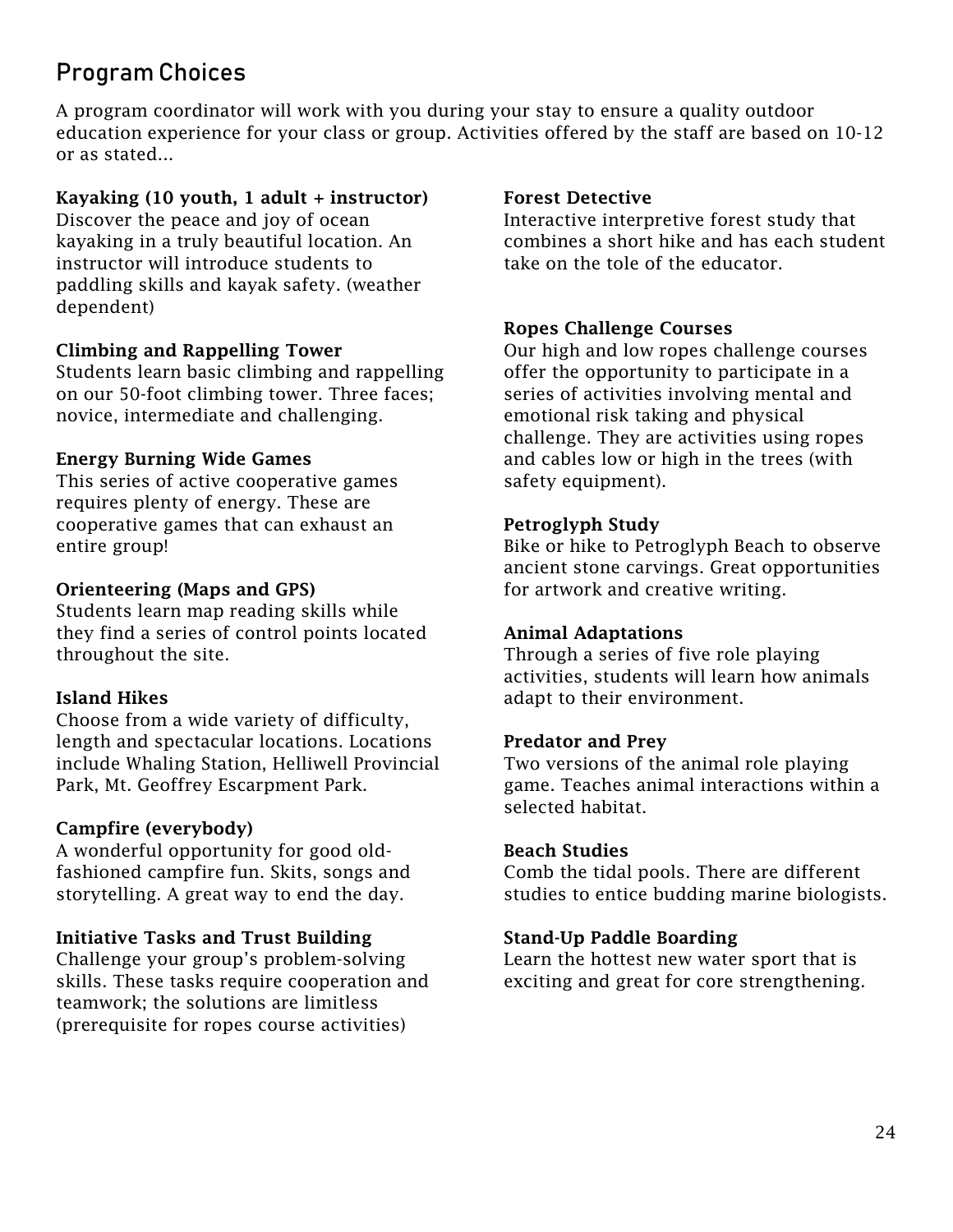## Program Choices

A program coordinator will work with you during your stay to ensure a quality outdoor education experience for your class or group. Activities offered by the staff are based on 10-12 or as stated...

**Kayaking (10 youth, 1 adult + instructor)**
Discover the peace and joy of ocean kayaking in a truly beautiful location. An instructor will introduce students to paddling skills and kayak safety. (weather dependent)

**Climbing and Rappelling Tower**
Students learn basic climbing and rappelling on our 50-foot climbing tower. Three faces; novice, intermediate and challenging.

**Energy Burning Wide Games**
This series of active cooperative games requires plenty of energy. These are cooperative games that can exhaust an entire group!

**Orienteering (Maps and GPS)**
Students learn map reading skills while they find a series of control points located throughout the site.

**Island Hikes**
Choose from a wide variety of difficulty, length and spectacular locations. Locations include Whaling Station, Helliwell Provincial Park, Mt. Geoffrey Escarpment Park.

**Campfire (everybody)**
A wonderful opportunity for good old-fashioned campfire fun. Skits, songs and storytelling. A great way to end the day.

**Initiative Tasks and Trust Building**
Challenge your group's problem-solving skills. These tasks require cooperation and teamwork; the solutions are limitless (prerequisite for ropes course activities)

**Forest Detective**
Interactive interpretive forest study that combines a short hike and has each student take on the tole of the educator.

**Ropes Challenge Courses**
Our high and low ropes challenge courses offer the opportunity to participate in a series of activities involving mental and emotional risk taking and physical challenge. They are activities using ropes and cables low or high in the trees (with safety equipment).

**Petroglyph Study**
Bike or hike to Petroglyph Beach to observe ancient stone carvings. Great opportunities for artwork and creative writing.

**Animal Adaptations**
Through a series of five role playing activities, students will learn how animals adapt to their environment.

**Predator and Prey**
Two versions of the animal role playing game. Teaches animal interactions within a selected habitat.

**Beach Studies**
Comb the tidal pools. There are different studies to entice budding marine biologists.

**Stand-Up Paddle Boarding**
Learn the hottest new water sport that is exciting and great for core strengthening.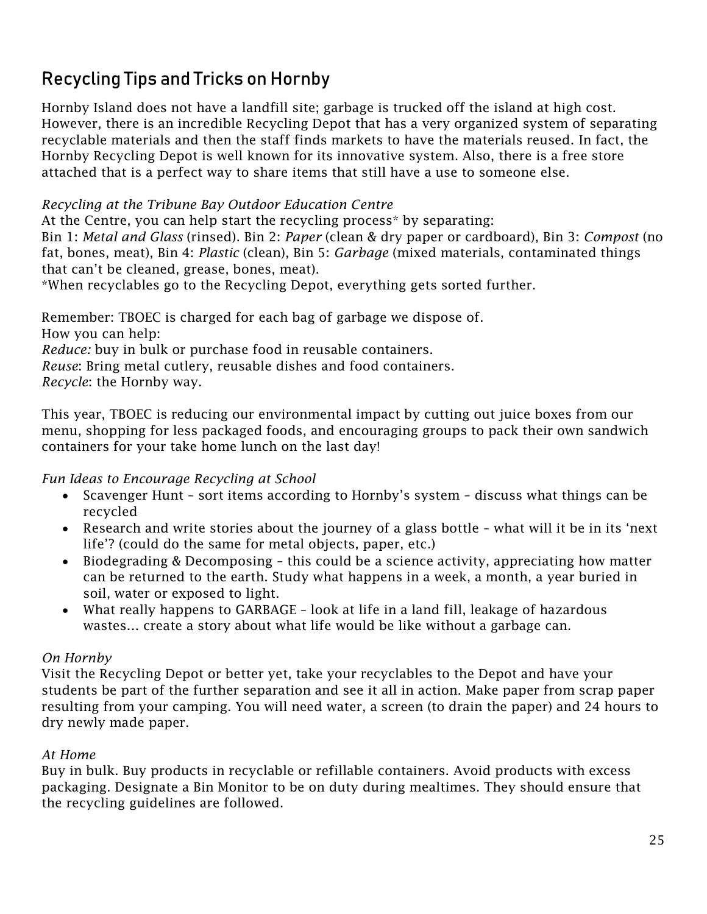## Recycling Tips and Tricks on Hornby

Hornby Island does not have a landfill site; garbage is trucked off the island at high cost. However, there is an incredible Recycling Depot that has a very organized system of separating recyclable materials and then the staff finds markets to have the materials reused. In fact, the Hornby Recycling Depot is well known for its innovative system. Also, there is a free store attached that is a perfect way to share items that still have a use to someone else.

*Recycling at the Tribune Bay Outdoor Education Centre*

At the Centre, you can help start the recycling process* by separating:
Bin 1: *Metal and Glass* (rinsed). Bin 2: *Paper* (clean & dry paper or cardboard), Bin 3: *Compost* (no fat, bones, meat), Bin 4: *Plastic* (clean), Bin 5: *Garbage* (mixed materials, contaminated things that can't be cleaned, grease, bones, meat).
*When recyclables go to the Recycling Depot, everything gets sorted further.

Remember: TBOEC is charged for each bag of garbage we dispose of.
How you can help:
*Reduce:* buy in bulk or purchase food in reusable containers.
*Reuse*: Bring metal cutlery, reusable dishes and food containers.
*Recycle*: the Hornby way.

This year, TBOEC is reducing our environmental impact by cutting out juice boxes from our menu, shopping for less packaged foods, and encouraging groups to pack their own sandwich containers for your take home lunch on the last day!

*Fun Ideas to Encourage Recycling at School*

- Scavenger Hunt – sort items according to Hornby's system – discuss what things can be recycled
- Research and write stories about the journey of a glass bottle – what will it be in its 'next life'? (could do the same for metal objects, paper, etc.)
- Biodegrading & Decomposing – this could be a science activity, appreciating how matter can be returned to the earth. Study what happens in a week, a month, a year buried in soil, water or exposed to light.
- What really happens to GARBAGE – look at life in a land fill, leakage of hazardous wastes… create a story about what life would be like without a garbage can.

*On Hornby*

Visit the Recycling Depot or better yet, take your recyclables to the Depot and have your students be part of the further separation and see it all in action. Make paper from scrap paper resulting from your camping. You will need water, a screen (to drain the paper) and 24 hours to dry newly made paper.

*At Home*

Buy in bulk. Buy products in recyclable or refillable containers. Avoid products with excess packaging. Designate a Bin Monitor to be on duty during mealtimes. They should ensure that the recycling guidelines are followed.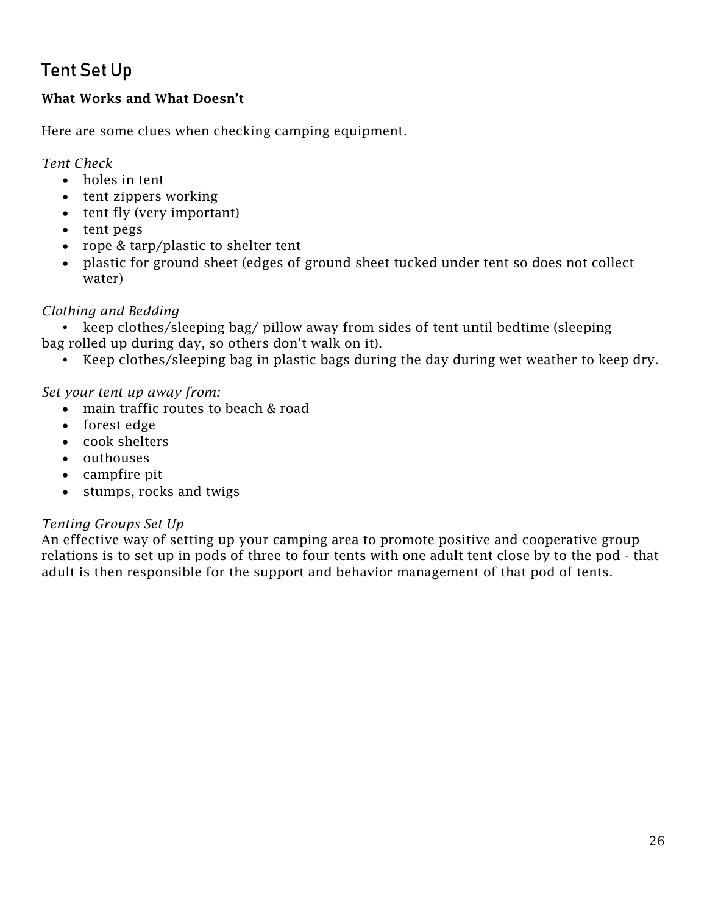## Tent Set Up

**What Works and What Doesn't**

Here are some clues when checking camping equipment.

*Tent Check*

- holes in tent
- tent zippers working
- tent fly (very important)
- tent pegs
- rope & tarp/plastic to shelter tent
- plastic for ground sheet (edges of ground sheet tucked under tent so does not collect water)

*Clothing and Bedding*

- keep clothes/sleeping bag/ pillow away from sides of tent until bedtime (sleeping bag rolled up during day, so others don't walk on it).
- Keep clothes/sleeping bag in plastic bags during the day during wet weather to keep dry.

*Set your tent up away from:*

- main traffic routes to beach & road
- forest edge
- cook shelters
- outhouses
- campfire pit
- stumps, rocks and twigs

*Tenting Groups Set Up*

An effective way of setting up your camping area to promote positive and cooperative group relations is to set up in pods of three to four tents with one adult tent close by to the pod - that adult is then responsible for the support and behavior management of that pod of tents.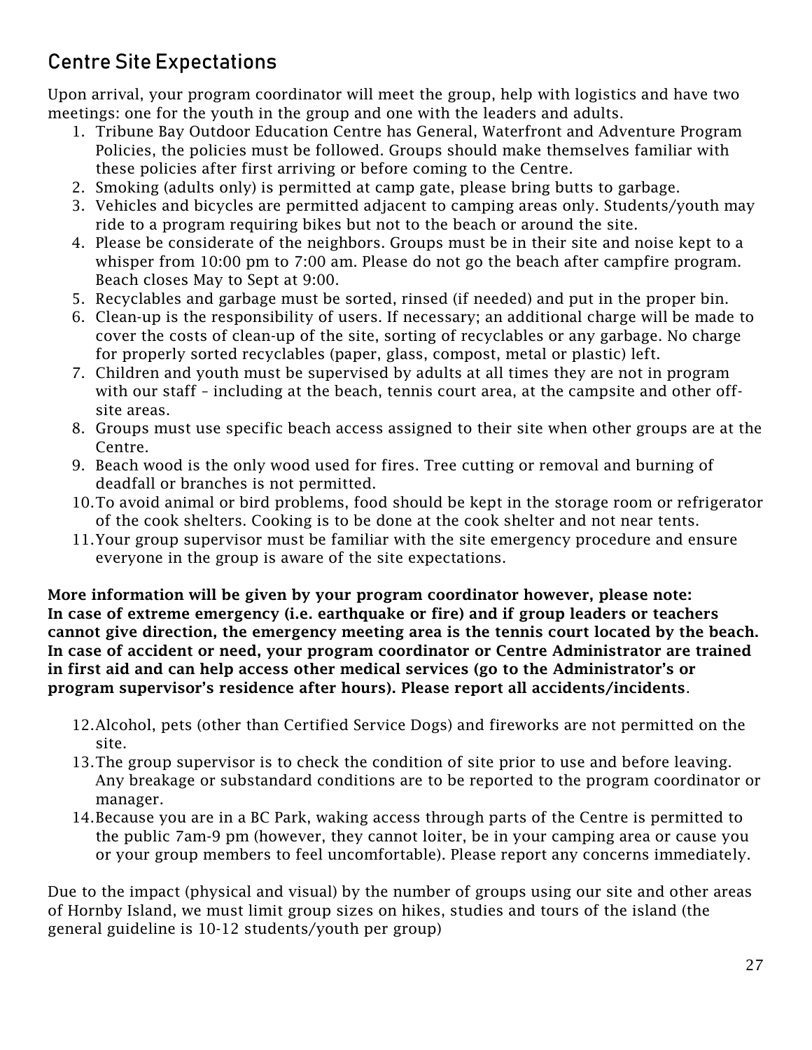## Centre Site Expectations

Upon arrival, your program coordinator will meet the group, help with logistics and have two meetings: one for the youth in the group and one with the leaders and adults.

1. Tribune Bay Outdoor Education Centre has General, Waterfront and Adventure Program Policies, the policies must be followed. Groups should make themselves familiar with these policies after first arriving or before coming to the Centre.
2. Smoking (adults only) is permitted at camp gate, please bring butts to garbage.
3. Vehicles and bicycles are permitted adjacent to camping areas only. Students/youth may ride to a program requiring bikes but not to the beach or around the site.
4. Please be considerate of the neighbors. Groups must be in their site and noise kept to a whisper from 10:00 pm to 7:00 am. Please do not go the beach after campfire program. Beach closes May to Sept at 9:00.
5. Recyclables and garbage must be sorted, rinsed (if needed) and put in the proper bin.
6. Clean-up is the responsibility of users. If necessary; an additional charge will be made to cover the costs of clean-up of the site, sorting of recyclables or any garbage. No charge for properly sorted recyclables (paper, glass, compost, metal or plastic) left.
7. Children and youth must be supervised by adults at all times they are not in program with our staff – including at the beach, tennis court area, at the campsite and other off-site areas.
8. Groups must use specific beach access assigned to their site when other groups are at the Centre.
9. Beach wood is the only wood used for fires. Tree cutting or removal and burning of deadfall or branches is not permitted.
10. To avoid animal or bird problems, food should be kept in the storage room or refrigerator of the cook shelters. Cooking is to be done at the cook shelter and not near tents.
11. Your group supervisor must be familiar with the site emergency procedure and ensure everyone in the group is aware of the site expectations.

**More information will be given by your program coordinator however, please note: In case of extreme emergency (i.e. earthquake or fire) and if group leaders or teachers cannot give direction, the emergency meeting area is the tennis court located by the beach. In case of accident or need, your program coordinator or Centre Administrator are trained in first aid and can help access other medical services (go to the Administrator's or program supervisor's residence after hours). Please report all accidents/incidents**.

12. Alcohol, pets (other than Certified Service Dogs) and fireworks are not permitted on the site.
13. The group supervisor is to check the condition of site prior to use and before leaving. Any breakage or substandard conditions are to be reported to the program coordinator or manager.
14. Because you are in a BC Park, waking access through parts of the Centre is permitted to the public 7am-9 pm (however, they cannot loiter, be in your camping area or cause you or your group members to feel uncomfortable). Please report any concerns immediately.

Due to the impact (physical and visual) by the number of groups using our site and other areas of Hornby Island, we must limit group sizes on hikes, studies and tours of the island (the general guideline is 10-12 students/youth per group)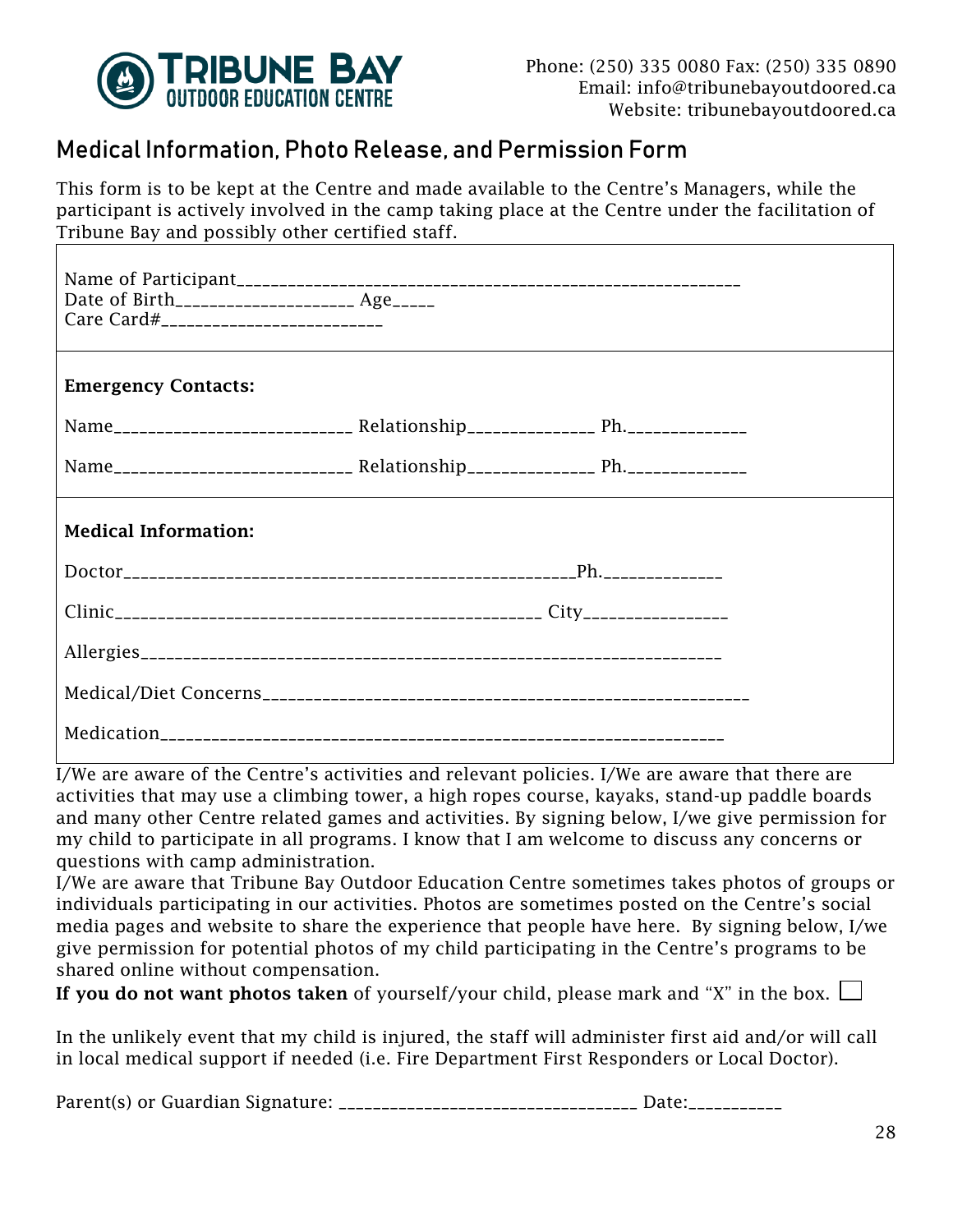**TRIBUNE BAY**
**OUTDOOR EDUCATION CENTRE**

Phone: (250) 335 0080 Fax: (250) 335 0890
Email: info@tribunebayoutdoored.ca
Website: tribunebayoutdoored.ca

## Medical Information, Photo Release, and Permission Form

This form is to be kept at the Centre and made available to the Centre's Managers, while the participant is actively involved in the camp taking place at the Centre under the facilitation of Tribune Bay and possibly other certified staff.

Name of Participant___________________________________________________________
Date of Birth____________________ Age_____
Care Card#_________________________

**Emergency Contacts:**

Name___________________________ Relationship______________ Ph._____________

Name___________________________ Relationship______________ Ph._____________

**Medical Information:**

Doctor_________________________________________________Ph._____________

Clinic_______________________________________________ City________________

Allergies_____________________________________________________________

Medical/Diet Concerns_________________________________________________________

Medication____________________________________________________________

I/We are aware of the Centre's activities and relevant policies. I/We are aware that there are activities that may use a climbing tower, a high ropes course, kayaks, stand-up paddle boards and many other Centre related games and activities. By signing below, I/we give permission for my child to participate in all programs. I know that I am welcome to discuss any concerns or questions with camp administration.

I/We are aware that Tribune Bay Outdoor Education Centre sometimes takes photos of groups or individuals participating in our activities. Photos are sometimes posted on the Centre's social media pages and website to share the experience that people have here. By signing below, I/we give permission for potential photos of my child participating in the Centre's programs to be shared online without compensation.

**If you do not want photos taken** of yourself/your child, please mark and "X" in the box. ☐

In the unlikely event that my child is injured, the staff will administer first aid and/or will call in local medical support if needed (i.e. Fire Department First Responders or Local Doctor).

Parent(s) or Guardian Signature: _________________________________ Date:__________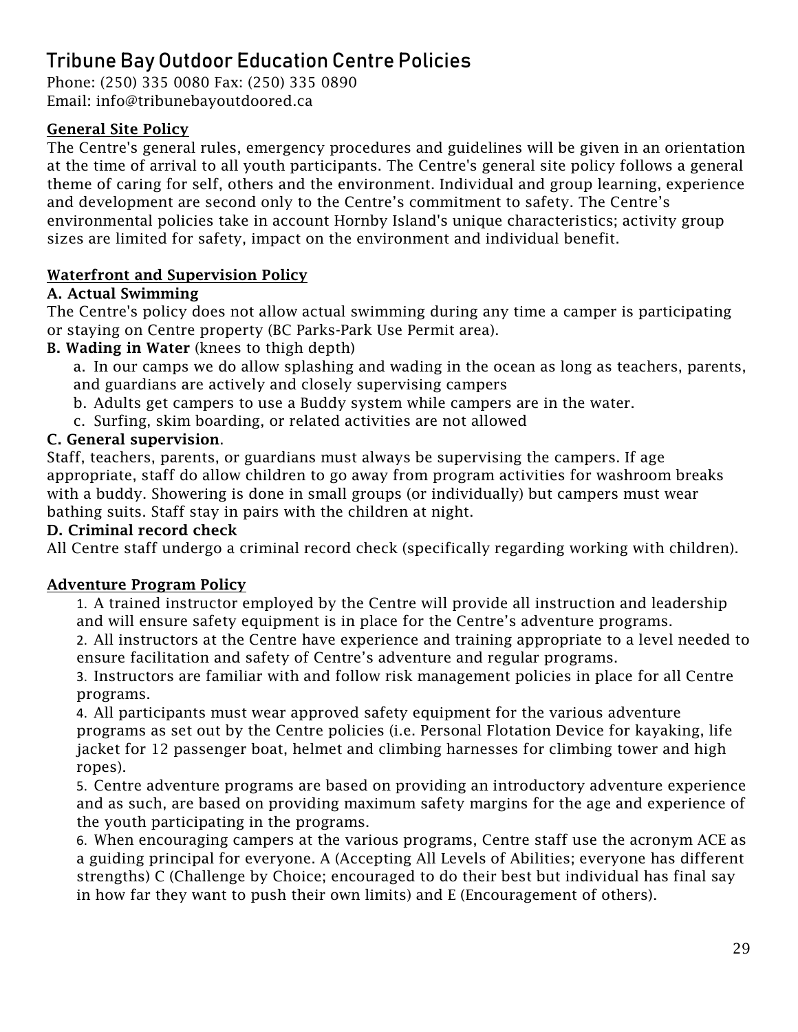# Tribune Bay Outdoor Education Centre Policies

Phone: (250) 335 0080 Fax: (250) 335 0890
Email: info@tribunebayoutdoored.ca

## General Site Policy

The Centre's general rules, emergency procedures and guidelines will be given in an orientation at the time of arrival to all youth participants. The Centre's general site policy follows a general theme of caring for self, others and the environment. Individual and group learning, experience and development are second only to the Centre's commitment to safety. The Centre's environmental policies take in account Hornby Island's unique characteristics; activity group sizes are limited for safety, impact on the environment and individual benefit.

## Waterfront and Supervision Policy

**A. Actual Swimming**

The Centre's policy does not allow actual swimming during any time a camper is participating or staying on Centre property (BC Parks-Park Use Permit area).

**B. Wading in Water** (knees to thigh depth)

a. In our camps we do allow splashing and wading in the ocean as long as teachers, parents, and guardians are actively and closely supervising campers
b. Adults get campers to use a Buddy system while campers are in the water.
c. Surfing, skim boarding, or related activities are not allowed

**C. General supervision**.

Staff, teachers, parents, or guardians must always be supervising the campers. If age appropriate, staff do allow children to go away from program activities for washroom breaks with a buddy. Showering is done in small groups (or individually) but campers must wear bathing suits. Staff stay in pairs with the children at night.

**D. Criminal record check**

All Centre staff undergo a criminal record check (specifically regarding working with children).

## Adventure Program Policy

1. A trained instructor employed by the Centre will provide all instruction and leadership and will ensure safety equipment is in place for the Centre's adventure programs.
2. All instructors at the Centre have experience and training appropriate to a level needed to ensure facilitation and safety of Centre's adventure and regular programs.
3. Instructors are familiar with and follow risk management policies in place for all Centre programs.
4. All participants must wear approved safety equipment for the various adventure programs as set out by the Centre policies (i.e. Personal Flotation Device for kayaking, life jacket for 12 passenger boat, helmet and climbing harnesses for climbing tower and high ropes).
5. Centre adventure programs are based on providing an introductory adventure experience and as such, are based on providing maximum safety margins for the age and experience of the youth participating in the programs.
6. When encouraging campers at the various programs, Centre staff use the acronym ACE as a guiding principal for everyone. A (Accepting All Levels of Abilities; everyone has different strengths) C (Challenge by Choice; encouraged to do their best but individual has final say in how far they want to push their own limits) and E (Encouragement of others).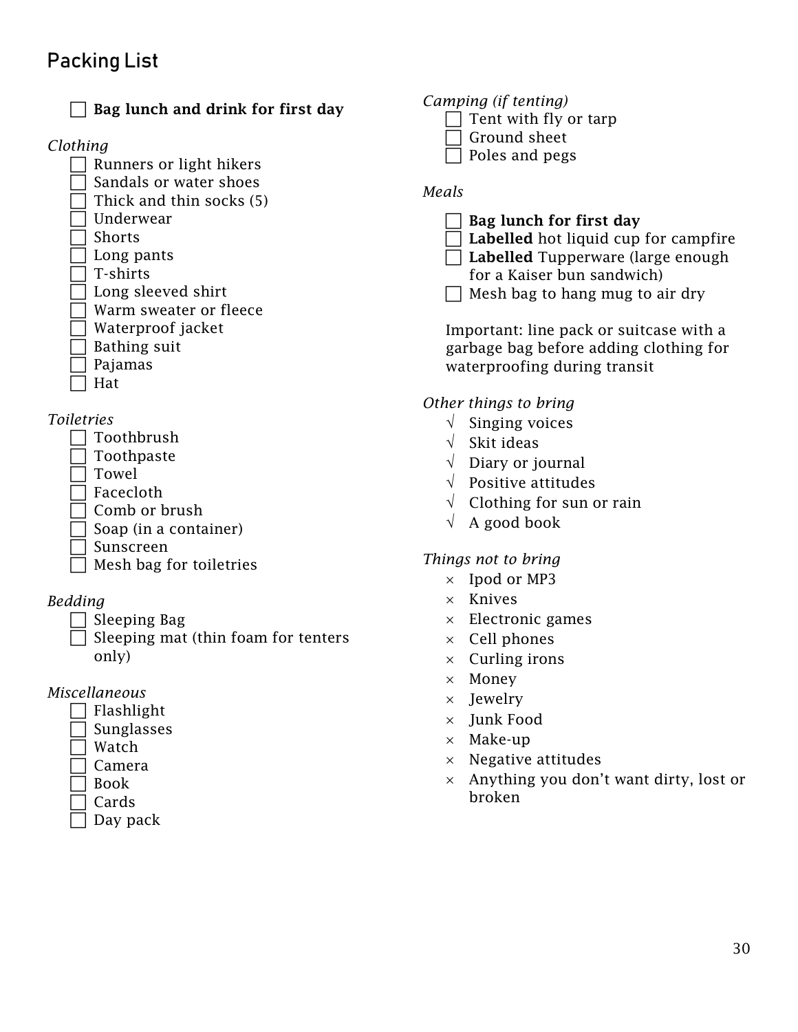## Packing List

- [ ] **Bag lunch and drink for first day**

*Clothing*

- [ ] Runners or light hikers
- [ ] Sandals or water shoes
- [ ] Thick and thin socks (5)
- [ ] Underwear
- [ ] Shorts
- [ ] Long pants
- [ ] T-shirts
- [ ] Long sleeved shirt
- [ ] Warm sweater or fleece
- [ ] Waterproof jacket
- [ ] Bathing suit
- [ ] Pajamas
- [ ] Hat

*Toiletries*

- [ ] Toothbrush
- [ ] Toothpaste
- [ ] Towel
- [ ] Facecloth
- [ ] Comb or brush
- [ ] Soap (in a container)
- [ ] Sunscreen
- [ ] Mesh bag for toiletries

*Bedding*

- [ ] Sleeping Bag
- [ ] Sleeping mat (thin foam for tenters only)

*Miscellaneous*

- [ ] Flashlight
- [ ] Sunglasses
- [ ] Watch
- [ ] Camera
- [ ] Book
- [ ] Cards
- [ ] Day pack

*Camping (if tenting)*

- [ ] Tent with fly or tarp
- [ ] Ground sheet
- [ ] Poles and pegs

*Meals*

- [ ] **Bag lunch for first day**
- [ ] **Labelled** hot liquid cup for campfire
- [ ] **Labelled** Tupperware (large enough for a Kaiser bun sandwich)
- [ ] Mesh bag to hang mug to air dry

Important: line pack or suitcase with a garbage bag before adding clothing for waterproofing during transit

*Other things to bring*

- √ Singing voices
- √ Skit ideas
- √ Diary or journal
- √ Positive attitudes
- √ Clothing for sun or rain
- √ A good book

*Things not to bring*

- × Ipod or MP3
- × Knives
- × Electronic games
- × Cell phones
- × Curling irons
- × Money
- × Jewelry
- × Junk Food
- × Make-up
- × Negative attitudes
- × Anything you don't want dirty, lost or broken